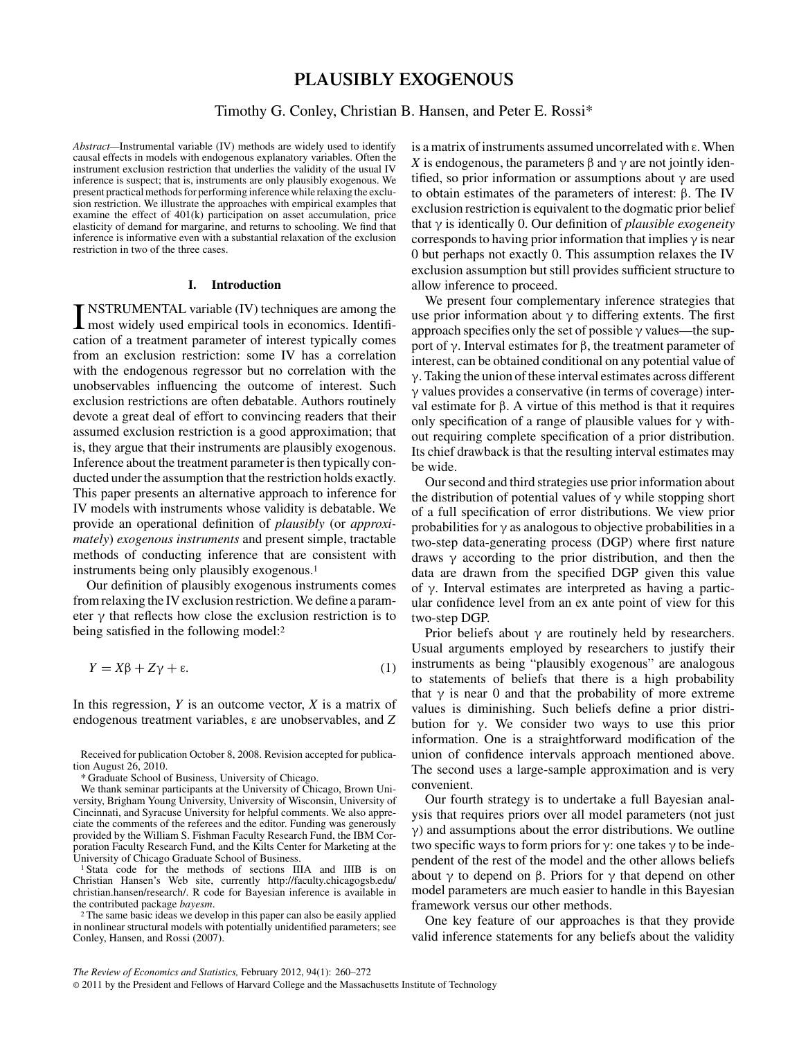# PLAUSIBLY EXOGENOUS

Timothy G. Conley, Christian B. Hansen, and Peter E. Rossi*

*Abstract*—Instrumental variable (IV) methods are widely used to identify causal effects in models with endogenous explanatory variables. Often the instrument exclusion restriction that underlies the validity of the usual IV inference is suspect; that is, instruments are only plausibly exogenous. We present practical methods for performing inference while relaxing the exclusion restriction. We illustrate the approaches with empirical examples that examine the effect of 401(k) participation on asset accumulation, price elasticity of demand for margarine, and returns to schooling. We find that inference is informative even with a substantial relaxation of the exclusion restriction in two of the three cases.

## I. Introduction

INSTRUMENTAL variable (IV) techniques are among the most widely used empirical tools in economics. Identification of a treatment parameter of interest typically comes from an exclusion restriction: some IV has a correlation with the endogenous regressor but no correlation with the unobservables influencing the outcome of interest. Such exclusion restrictions are often debatable. Authors routinely devote a great deal of effort to convincing readers that their assumed exclusion restriction is a good approximation; that is, they argue that their instruments are plausibly exogenous. Inference about the treatment parameter is then typically conducted under the assumption that the restriction holds exactly. This paper presents an alternative approach to inference for IV models with instruments whose validity is debatable. We provide an operational definition of *plausibly* (or *approximately*) *exogenous instruments* and present simple, tractable methods of conducting inference that are consistent with instruments being only plausibly exogenous.[1]

Our definition of plausibly exogenous instruments comes from relaxing the IV exclusion restriction. We define a parameter $\gamma$ that reflects how close the exclusion restriction is to being satisfied in the following model:[2]

$$Y = X\beta + Z\gamma + \varepsilon. \tag{1}$$

In this regression, $Y$ is an outcome vector, $X$ is a matrix of endogenous treatment variables, $\varepsilon$ are unobservables, and $Z$ is a matrix of instruments assumed uncorrelated with $\varepsilon$. When $X$ is endogenous, the parameters $\beta$ and $\gamma$ are not jointly identified, so prior information or assumptions about $\gamma$ are used to obtain estimates of the parameters of interest: $\beta$. The IV exclusion restriction is equivalent to the dogmatic prior belief that $\gamma$ is identically 0. Our definition of *plausible exogeneity* corresponds to having prior information that implies $\gamma$ is near 0 but perhaps not exactly 0. This assumption relaxes the IV exclusion assumption but still provides sufficient structure to allow inference to proceed.

We present four complementary inference strategies that use prior information about $\gamma$ to differing extents. The first approach specifies only the set of possible $\gamma$ values—the support of $\gamma$. Interval estimates for $\beta$, the treatment parameter of interest, can be obtained conditional on any potential value of $\gamma$. Taking the union of these interval estimates across different $\gamma$ values provides a conservative (in terms of coverage) interval estimate for $\beta$. A virtue of this method is that it requires only specification of a range of plausible values for $\gamma$ without requiring complete specification of a prior distribution. Its chief drawback is that the resulting interval estimates may be wide.

Our second and third strategies use prior information about the distribution of potential values of $\gamma$ while stopping short of a full specification of error distributions. We view prior probabilities for $\gamma$ as analogous to objective probabilities in a two-step data-generating process (DGP) where first nature draws $\gamma$ according to the prior distribution, and then the data are drawn from the specified DGP given this value of $\gamma$. Interval estimates are interpreted as having a particular confidence level from an ex ante point of view for this two-step DGP.

Prior beliefs about $\gamma$ are routinely held by researchers. Usual arguments employed by researchers to justify their instruments as being "plausibly exogenous" are analogous to statements of beliefs that there is a high probability that $\gamma$ is near 0 and that the probability of more extreme values is diminishing. Such beliefs define a prior distribution for $\gamma$. We consider two ways to use this prior information. One is a straightforward modification of the union of confidence intervals approach mentioned above. The second uses a large-sample approximation and is very convenient.

Our fourth strategy is to undertake a full Bayesian analysis that requires priors over all model parameters (not just $\gamma$) and assumptions about the error distributions. We outline two specific ways to form priors for $\gamma$: one takes $\gamma$ to be independent of the rest of the model and the other allows beliefs about $\gamma$ to depend on $\beta$. Priors for $\gamma$ that depend on other model parameters are much easier to handle in this Bayesian framework versus our other methods.

One key feature of our approaches is that they provide valid inference statements for any beliefs about the validity

---

Received for publication October 8, 2008. Revision accepted for publication August 26, 2010.

* Graduate School of Business, University of Chicago.

We thank seminar participants at the University of Chicago, Brown University, Brigham Young University, University of Wisconsin, University of Cincinnati, and Syracuse University for helpful comments. We also appreciate the comments of the referees and the editor. Funding was generously provided by the William S. Fishman Faculty Research Fund, the IBM Corporation Faculty Research Fund, and the Kilts Center for Marketing at the University of Chicago Graduate School of Business.

[1] Stata code for the methods of sections IIIA and IIIB is on Christian Hansen's Web site, currently http://faculty.chicagogsb.edu/christian.hansen/research/. R code for Bayesian inference is available in the contributed package *bayesm*.

[2] The same basic ideas we develop in this paper can also be easily applied in nonlinear structural models with potentially unidentified parameters; see Conley, Hansen, and Rossi (2007).

*The Review of Economics and Statistics,* February 2012, 94(1): 260–272
© 2011 by the President and Fellows of Harvard College and the Massachusetts Institute of Technology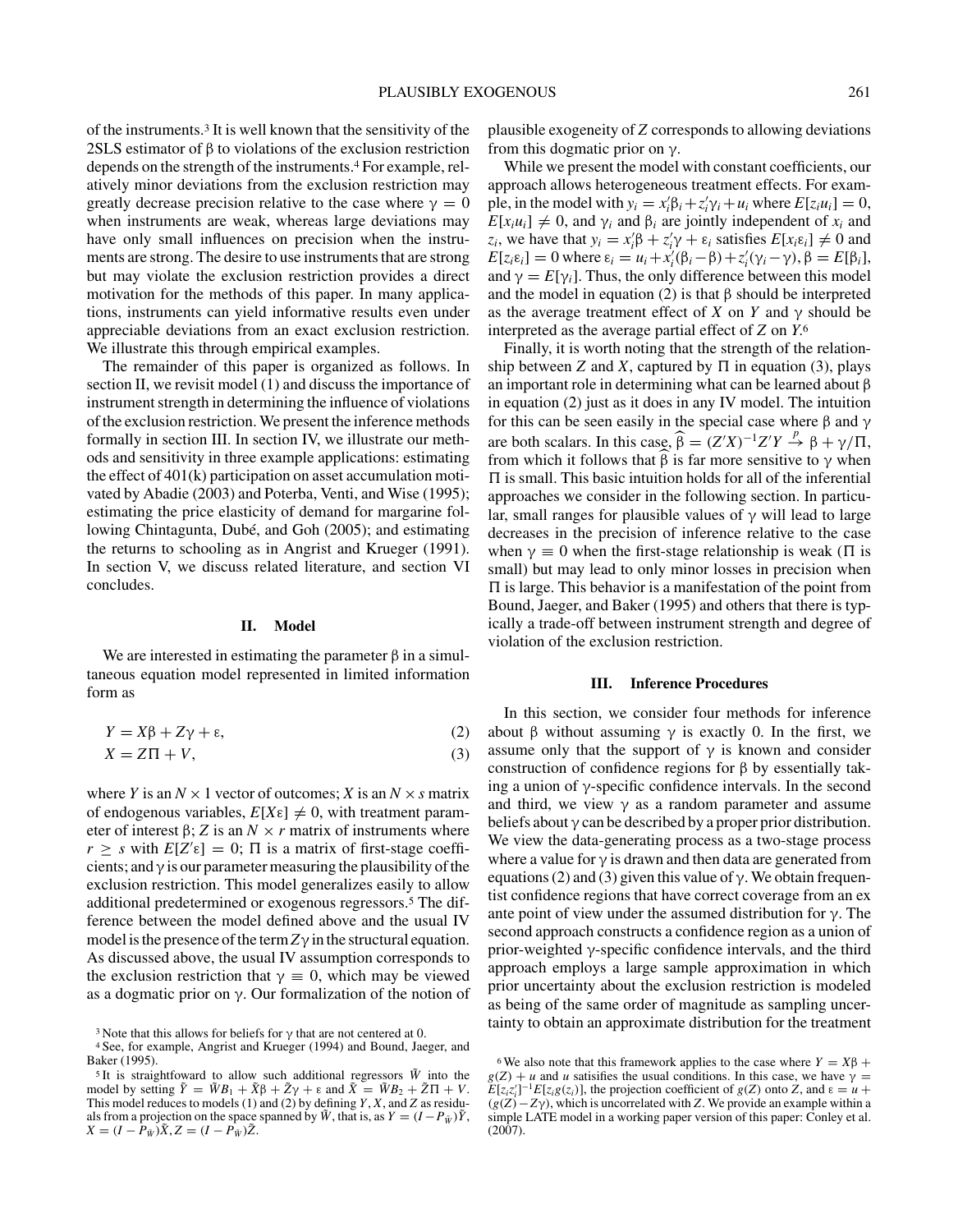of the instruments.[3] It is well known that the sensitivity of the 2SLS estimator of $\beta$ to violations of the exclusion restriction depends on the strength of the instruments.[4] For example, relatively minor deviations from the exclusion restriction may greatly decrease precision relative to the case where $\gamma = 0$ when instruments are weak, whereas large deviations may have only small influences on precision when the instruments are strong. The desire to use instruments that are strong but may violate the exclusion restriction provides a direct motivation for the methods of this paper. In many applications, instruments can yield informative results even under appreciable deviations from an exact exclusion restriction. We illustrate this through empirical examples.

The remainder of this paper is organized as follows. In section II, we revisit model (1) and discuss the importance of instrument strength in determining the influence of violations of the exclusion restriction. We present the inference methods formally in section III. In section IV, we illustrate our methods and sensitivity in three example applications: estimating the effect of 401(k) participation on asset accumulation motivated by Abadie (2003) and Poterba, Venti, and Wise (1995); estimating the price elasticity of demand for margarine following Chintagunta, Dubé, and Goh (2005); and estimating the returns to schooling as in Angrist and Krueger (1991). In section V, we discuss related literature, and section VI concludes.

## II. Model

We are interested in estimating the parameter $\beta$ in a simultaneous equation model represented in limited information form as

$$Y = X\beta + Z\gamma + \varepsilon, \tag{2}$$

$$X = Z\Pi + V, \tag{3}$$

where $Y$ is an $N \times 1$ vector of outcomes; $X$ is an $N \times s$ matrix of endogenous variables, $E[X\varepsilon] \neq 0$, with treatment parameter of interest $\beta$; $Z$ is an $N \times r$ matrix of instruments where $r \geq s$ with $E[Z'\varepsilon] = 0$; $\Pi$ is a matrix of first-stage coefficients; and $\gamma$ is our parameter measuring the plausibility of the exclusion restriction. This model generalizes easily to allow additional predetermined or exogenous regressors.[5] The difference between the model defined above and the usual IV model is the presence of the term $Z\gamma$ in the structural equation. As discussed above, the usual IV assumption corresponds to the exclusion restriction that $\gamma \equiv 0$, which may be viewed as a dogmatic prior on $\gamma$. Our formalization of the notion of plausible exogeneity of $Z$ corresponds to allowing deviations from this dogmatic prior on $\gamma$.

While we present the model with constant coefficients, our approach allows heterogeneous treatment effects. For example, in the model with $y_i = x_i'\beta_i + z_i'\gamma_i + u_i$ where $E[z_i u_i] = 0$, $E[x_i u_i] \neq 0$, and $\gamma_i$ and $\beta_i$ are jointly independent of $x_i$ and $z_i$, we have that $y_i = x_i'\beta + z_i'\gamma + \varepsilon_i$ satisfies $E[x_i\varepsilon_i] \neq 0$ and $E[z_i\varepsilon_i] = 0$ where $\varepsilon_i = u_i + x_i'(\beta_i - \beta) + z_i'(\gamma_i - \gamma)$, $\beta = E[\beta_i]$, and $\gamma = E[\gamma_i]$. Thus, the only difference between this model and the model in equation (2) is that $\beta$ should be interpreted as the average treatment effect of $X$ on $Y$ and $\gamma$ should be interpreted as the average partial effect of $Z$ on $Y$.[6]

Finally, it is worth noting that the strength of the relationship between $Z$ and $X$, captured by $\Pi$ in equation (3), plays an important role in determining what can be learned about $\beta$ in equation (2) just as it does in any IV model. The intuition for this can be seen easily in the special case where $\beta$ and $\gamma$ are both scalars. In this case, $\widehat{\beta} = (Z'X)^{-1}Z'Y \xrightarrow{p} \beta + \gamma/\Pi$, from which it follows that $\widehat{\beta}$ is far more sensitive to $\gamma$ when $\Pi$ is small. This basic intuition holds for all of the inferential approaches we consider in the following section. In particular, small ranges for plausible values of $\gamma$ will lead to large decreases in the precision of inference relative to the case when $\gamma \equiv 0$ when the first-stage relationship is weak ($\Pi$ is small) but may lead to only minor losses in precision when $\Pi$ is large. This behavior is a manifestation of the point from Bound, Jaeger, and Baker (1995) and others that there is typically a trade-off between instrument strength and degree of violation of the exclusion restriction.

## III. Inference Procedures

In this section, we consider four methods for inference about $\beta$ without assuming $\gamma$ is exactly 0. In the first, we assume only that the support of $\gamma$ is known and consider construction of confidence regions for $\beta$ by essentially taking a union of $\gamma$-specific confidence intervals. In the second and third, we view $\gamma$ as a random parameter and assume beliefs about $\gamma$ can be described by a proper prior distribution. We view the data-generating process as a two-stage process where a value for $\gamma$ is drawn and then data are generated from equations (2) and (3) given this value of $\gamma$. We obtain frequentist confidence regions that have correct coverage from an ex ante point of view under the assumed distribution for $\gamma$. The second approach constructs a confidence region as a union of prior-weighted $\gamma$-specific confidence intervals, and the third approach employs a large sample approximation in which prior uncertainty about the exclusion restriction is modeled as being of the same order of magnitude as sampling uncertainty to obtain an approximate distribution for the treatment

---

[3] Note that this allows for beliefs for $\gamma$ that are not centered at 0.

[4] See, for example, Angrist and Krueger (1994) and Bound, Jaeger, and Baker (1995).

[5] It is straightforward to allow such additional regressors $\tilde{W}$ into the model by setting $\tilde{Y} = \tilde{W}B_1 + \tilde{X}\beta + \tilde{Z}\gamma + \varepsilon$ and $\tilde{X} = \tilde{W}B_2 + \tilde{Z}\Pi + V$. This model reduces to models (1) and (2) by defining $Y$, $X$, and $Z$ as residuals from a projection on the space spanned by $\tilde{W}$, that is, as $Y = (I - P_{\tilde{W}})\tilde{Y}$, $X = (I - P_{\tilde{W}})\tilde{X}, Z = (I - P_{\tilde{W}})\tilde{Z}$.

[6] We also note that this framework applies to the case where $Y = X\beta + g(Z) + u$ and $u$ satisifies the usual conditions. In this case, we have $\gamma = E[z_i z_i']^{-1}E[z_i g(z_i)]$, the projection coefficient of $g(Z)$ onto $Z$, and $\varepsilon = u + (g(Z) - Z\gamma)$, which is uncorrelated with $Z$. We provide an example within a simple LATE model in a working paper version of this paper: Conley et al. (2007).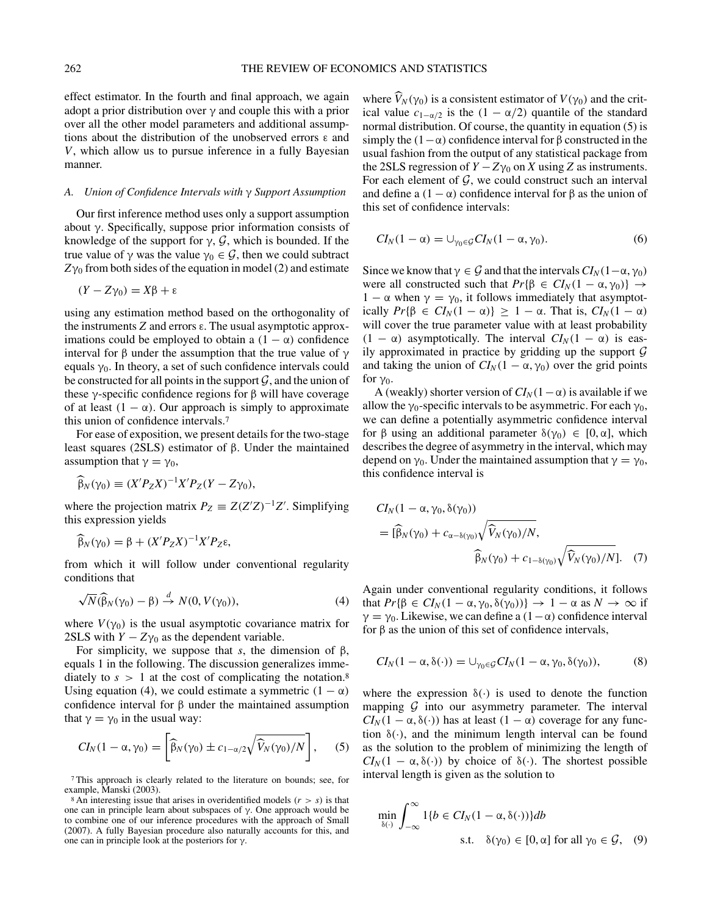effect estimator. In the fourth and final approach, we again adopt a prior distribution over $\gamma$ and couple this with a prior over all the other model parameters and additional assumptions about the distribution of the unobserved errors $\varepsilon$ and $V$, which allow us to pursue inference in a fully Bayesian manner.

### A. Union of Confidence Intervals with $\gamma$ Support Assumption

Our first inference method uses only a support assumption about $\gamma$. Specifically, suppose prior information consists of knowledge of the support for $\gamma$, $\mathcal{G}$, which is bounded. If the true value of $\gamma$ was the value $\gamma_0 \in \mathcal{G}$, then we could subtract $Z\gamma_0$ from both sides of the equation in model (2) and estimate

$$(Y - Z\gamma_0) = X\beta + \varepsilon$$

using any estimation method based on the orthogonality of the instruments $Z$ and errors $\varepsilon$. The usual asymptotic approximations could be employed to obtain a $(1-\alpha)$ confidence interval for $\beta$ under the assumption that the true value of $\gamma$ equals $\gamma_0$. In theory, a set of such confidence intervals could be constructed for all points in the support $\mathcal{G}$, and the union of these $\gamma$-specific confidence regions for $\beta$ will have coverage of at least $(1-\alpha)$. Our approach is simply to approximate this union of confidence intervals.[7]

For ease of exposition, we present details for the two-stage least squares (2SLS) estimator of $\beta$. Under the maintained assumption that $\gamma = \gamma_0$,

$$\widehat{\beta}_N(\gamma_0) \equiv (X'P_ZX)^{-1}X'P_Z(Y - Z\gamma_0),$$

where the projection matrix $P_Z \equiv Z(Z'Z)^{-1}Z'$. Simplifying this expression yields

$$\widehat{\beta}_N(\gamma_0) = \beta + (X'P_ZX)^{-1}X'P_Z\varepsilon,$$

from which it will follow under conventional regularity conditions that

$$\sqrt{N}(\widehat{\beta}_N(\gamma_0) - \beta) \xrightarrow{d} N(0, V(\gamma_0)), \tag{4}$$

where $V(\gamma_0)$ is the usual asymptotic covariance matrix for 2SLS with $Y - Z\gamma_0$ as the dependent variable.

For simplicity, we suppose that $s$, the dimension of $\beta$, equals 1 in the following. The discussion generalizes immediately to $s > 1$ at the cost of complicating the notation.[8] Using equation (4), we could estimate a symmetric $(1-\alpha)$ confidence interval for $\beta$ under the maintained assumption that $\gamma = \gamma_0$ in the usual way:

$$CI_N(1-\alpha, \gamma_0) = \left[\widehat{\beta}_N(\gamma_0) \pm c_{1-\alpha/2}\sqrt{\widehat{V}_N(\gamma_0)/N}\right], \tag{5}$$

where $\widehat{V}_N(\gamma_0)$ is a consistent estimator of $V(\gamma_0)$ and the critical value $c_{1-\alpha/2}$ is the $(1-\alpha/2)$ quantile of the standard normal distribution. Of course, the quantity in equation (5) is simply the $(1-\alpha)$ confidence interval for $\beta$ constructed in the usual fashion from the output of any statistical package from the 2SLS regression of $Y - Z\gamma_0$ on $X$ using $Z$ as instruments. For each element of $\mathcal{G}$, we could construct such an interval and define a $(1-\alpha)$ confidence interval for $\beta$ as the union of this set of confidence intervals:

$$CI_N(1-\alpha) = \cup_{\gamma_0 \in \mathcal{G}} CI_N(1-\alpha, \gamma_0). \tag{6}$$

Since we know that $\gamma \in \mathcal{G}$ and that the intervals $CI_N(1-\alpha, \gamma_0)$ were all constructed such that $Pr\{\beta \in CI_N(1-\alpha, \gamma_0)\} \to 1-\alpha$ when $\gamma = \gamma_0$, it follows immediately that asymptotically $Pr\{\beta \in CI_N(1-\alpha)\} \geq 1-\alpha$. That is, $CI_N(1-\alpha)$ will cover the true parameter value with at least probability $(1-\alpha)$ asymptotically. The interval $CI_N(1-\alpha)$ is easily approximated in practice by gridding up the support $\mathcal{G}$ and taking the union of $CI_N(1-\alpha, \gamma_0)$ over the grid points for $\gamma_0$.

A (weakly) shorter version of $CI_N(1-\alpha)$ is available if we allow the $\gamma_0$-specific intervals to be asymmetric. For each $\gamma_0$, we can define a potentially asymmetric confidence interval for $\beta$ using an additional parameter $\delta(\gamma_0) \in [0, \alpha]$, which describes the degree of asymmetry in the interval, which may depend on $\gamma_0$. Under the maintained assumption that $\gamma = \gamma_0$, this confidence interval is

$$\begin{aligned}
&CI_N(1-\alpha, \gamma_0, \delta(\gamma_0)) \\
&= [\widehat{\beta}_N(\gamma_0) + c_{\alpha-\delta(\gamma_0)}\sqrt{\widehat{V}_N(\gamma_0)/N}, \\
&\qquad \widehat{\beta}_N(\gamma_0) + c_{1-\delta(\gamma_0)}\sqrt{\widehat{V}_N(\gamma_0)/N}].
\end{aligned} \tag{7}$$

Again under conventional regularity conditions, it follows that $Pr\{\beta \in CI_N(1-\alpha, \gamma_0, \delta(\gamma_0))\} \to 1-\alpha$ as $N \to \infty$ if $\gamma = \gamma_0$. Likewise, we can define a $(1-\alpha)$ confidence interval for $\beta$ as the union of this set of confidence intervals,

$$CI_N(1-\alpha, \delta(\cdot)) = \cup_{\gamma_0 \in \mathcal{G}} CI_N(1-\alpha, \gamma_0, \delta(\gamma_0)), \tag{8}$$

where the expression $\delta(\cdot)$ is used to denote the function mapping $\mathcal{G}$ into our asymmetry parameter. The interval $CI_N(1-\alpha, \delta(\cdot))$ has at least $(1-\alpha)$ coverage for any function $\delta(\cdot)$, and the minimum length interval can be found as the solution to the problem of minimizing the length of $CI_N(1-\alpha, \delta(\cdot))$ by choice of $\delta(\cdot)$. The shortest possible interval length is given as the solution to

$$\min_{\delta(\cdot)} \int_{-\infty}^{\infty} 1\{b \in CI_N(1-\alpha, \delta(\cdot))\}db \qquad \text{s.t.} \quad \delta(\gamma_0) \in [0, \alpha] \text{ for all } \gamma_0 \in \mathcal{G}, \tag{9}$$

[7] This approach is clearly related to the literature on bounds; see, for example, Manski (2003).

[8] An interesting issue that arises in overidentified models ($r > s$) is that one can in principle learn about subspaces of $\gamma$. One approach would be to combine one of our inference procedures with the approach of Small (2007). A fully Bayesian procedure also naturally accounts for this, and one can in principle look at the posteriors for $\gamma$.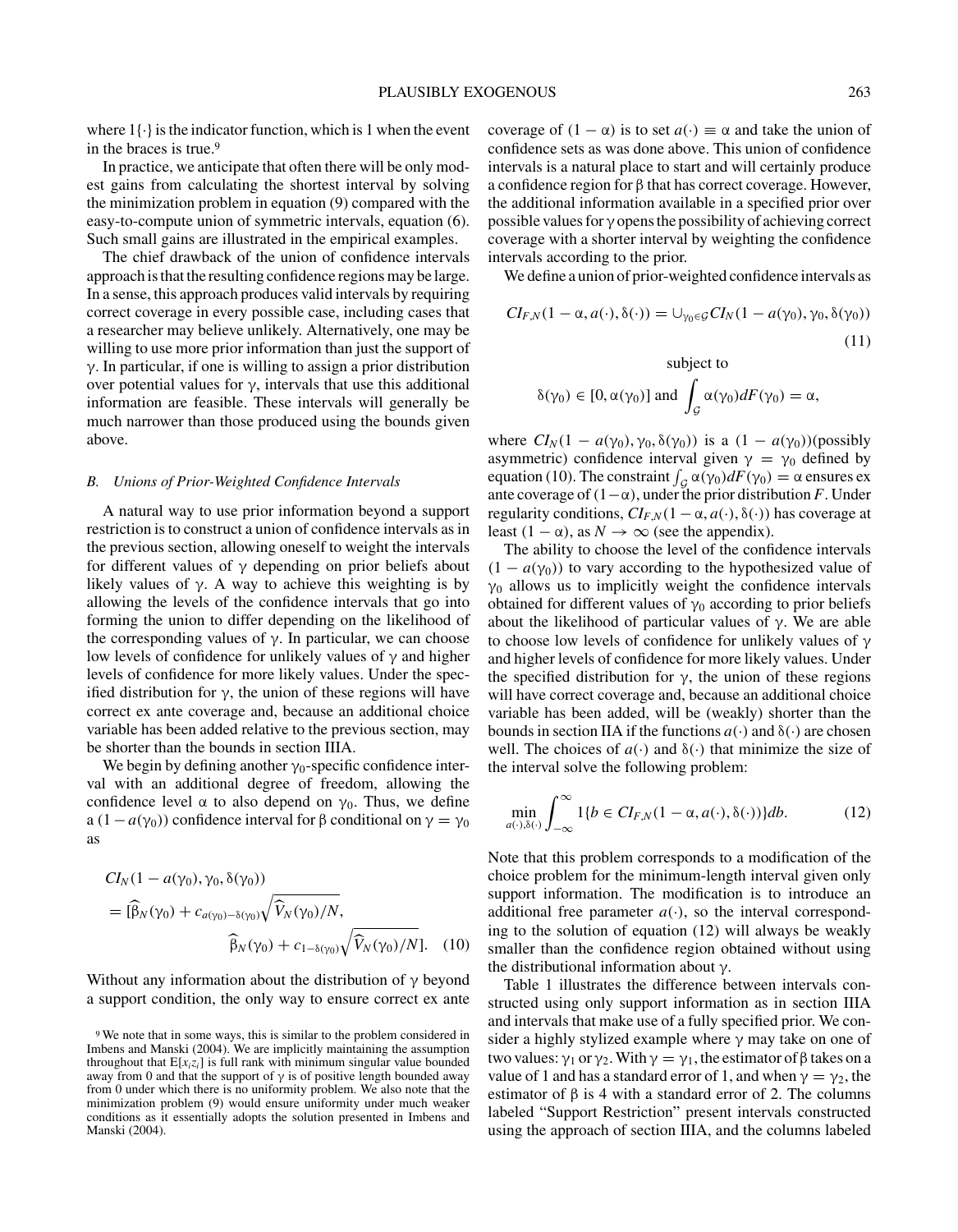where $1\{\cdot\}$ is the indicator function, which is 1 when the event in the braces is true.[9]

In practice, we anticipate that often there will be only modest gains from calculating the shortest interval by solving the minimization problem in equation (9) compared with the easy-to-compute union of symmetric intervals, equation (6). Such small gains are illustrated in the empirical examples.

The chief drawback of the union of confidence intervals approach is that the resulting confidence regions may be large. In a sense, this approach produces valid intervals by requiring correct coverage in every possible case, including cases that a researcher may believe unlikely. Alternatively, one may be willing to use more prior information than just the support of $\gamma$. In particular, if one is willing to assign a prior distribution over potential values for $\gamma$, intervals that use this additional information are feasible. These intervals will generally be much narrower than those produced using the bounds given above.

### *B. Unions of Prior-Weighted Confidence Intervals*

A natural way to use prior information beyond a support restriction is to construct a union of confidence intervals as in the previous section, allowing oneself to weight the intervals for different values of $\gamma$ depending on prior beliefs about likely values of $\gamma$. A way to achieve this weighting is by allowing the levels of the confidence intervals that go into forming the union to differ depending on the likelihood of the corresponding values of $\gamma$. In particular, we can choose low levels of confidence for unlikely values of $\gamma$ and higher levels of confidence for more likely values. Under the specified distribution for $\gamma$, the union of these regions will have correct ex ante coverage and, because an additional choice variable has been added relative to the previous section, may be shorter than the bounds in section IIIA.

We begin by defining another $\gamma_0$-specific confidence interval with an additional degree of freedom, allowing the confidence level $\alpha$ to also depend on $\gamma_0$. Thus, we define a $(1-a(\gamma_0))$ confidence interval for $\beta$ conditional on $\gamma = \gamma_0$ as

$$CI_N(1-a(\gamma_0), \gamma_0, \delta(\gamma_0)) = [\widehat{\beta}_N(\gamma_0) + c_{a(\gamma_0)-\delta(\gamma_0)}\sqrt{\widehat{V}_N(\gamma_0)/N}, \widehat{\beta}_N(\gamma_0) + c_{1-\delta(\gamma_0)}\sqrt{\widehat{V}_N(\gamma_0)/N}]. \quad (10)$$

Without any information about the distribution of $\gamma$ beyond a support condition, the only way to ensure correct ex ante coverage of $(1-\alpha)$ is to set $a(\cdot) \equiv \alpha$ and take the union of confidence sets as was done above. This union of confidence intervals is a natural place to start and will certainly produce a confidence region for $\beta$ that has correct coverage. However, the additional information available in a specified prior over possible values for $\gamma$ opens the possibility of achieving correct coverage with a shorter interval by weighting the confidence intervals according to the prior.

We define a union of prior-weighted confidence intervals as

$$CI_{F,N}(1-\alpha, a(\cdot), \delta(\cdot)) = \cup_{\gamma_0 \in \mathcal{G}} CI_N(1-a(\gamma_0), \gamma_0, \delta(\gamma_0)) \quad (11)$$

subject to

$$\delta(\gamma_0) \in [0, \alpha(\gamma_0)] \text{ and } \int_{\mathcal{G}} \alpha(\gamma_0) dF(\gamma_0) = \alpha,$$

where $CI_N(1-a(\gamma_0), \gamma_0, \delta(\gamma_0))$ is a $(1-a(\gamma_0))$(possibly asymmetric) confidence interval given $\gamma = \gamma_0$ defined by equation (10). The constraint $\int_{\mathcal{G}} \alpha(\gamma_0) dF(\gamma_0) = \alpha$ ensures ex ante coverage of $(1-\alpha)$, under the prior distribution $F$. Under regularity conditions, $CI_{F,N}(1-\alpha, a(\cdot), \delta(\cdot))$ has coverage at least $(1-\alpha)$, as $N \to \infty$ (see the appendix).

The ability to choose the level of the confidence intervals $(1-a(\gamma_0))$ to vary according to the hypothesized value of $\gamma_0$ allows us to implicitly weight the confidence intervals obtained for different values of $\gamma_0$ according to prior beliefs about the likelihood of particular values of $\gamma$. We are able to choose low levels of confidence for unlikely values of $\gamma$ and higher levels of confidence for more likely values. Under the specified distribution for $\gamma$, the union of these regions will have correct coverage and, because an additional choice variable has been added, will be (weakly) shorter than the bounds in section IIA if the functions $a(\cdot)$ and $\delta(\cdot)$ are chosen well. The choices of $a(\cdot)$ and $\delta(\cdot)$ that minimize the size of the interval solve the following problem:

$$\min_{a(\cdot),\delta(\cdot)} \int_{-\infty}^{\infty} 1\{b \in CI_{F,N}(1-\alpha, a(\cdot), \delta(\cdot))\} db. \quad (12)$$

Note that this problem corresponds to a modification of the choice problem for the minimum-length interval given only support information. The modification is to introduce an additional free parameter $a(\cdot)$, so the interval corresponding to the solution of equation (12) will always be weakly smaller than the confidence region obtained without using the distributional information about $\gamma$.

Table 1 illustrates the difference between intervals constructed using only support information as in section IIIA and intervals that make use of a fully specified prior. We consider a highly stylized example where $\gamma$ may take on one of two values: $\gamma_1$ or $\gamma_2$. With $\gamma = \gamma_1$, the estimator of $\beta$ takes on a value of 1 and has a standard error of 1, and when $\gamma = \gamma_2$, the estimator of $\beta$ is 4 with a standard error of 2. The columns labeled "Support Restriction" present intervals constructed using the approach of section IIIA, and the columns labeled

[9] We note that in some ways, this is similar to the problem considered in Imbens and Manski (2004). We are implicitly maintaining the assumption throughout that $E[x_i z_i]$ is full rank with minimum singular value bounded away from 0 and that the support of $\gamma$ is of positive length bounded away from 0 under which there is no uniformity problem. We also note that the minimization problem (9) would ensure uniformity under much weaker conditions as it essentially adopts the solution presented in Imbens and Manski (2004).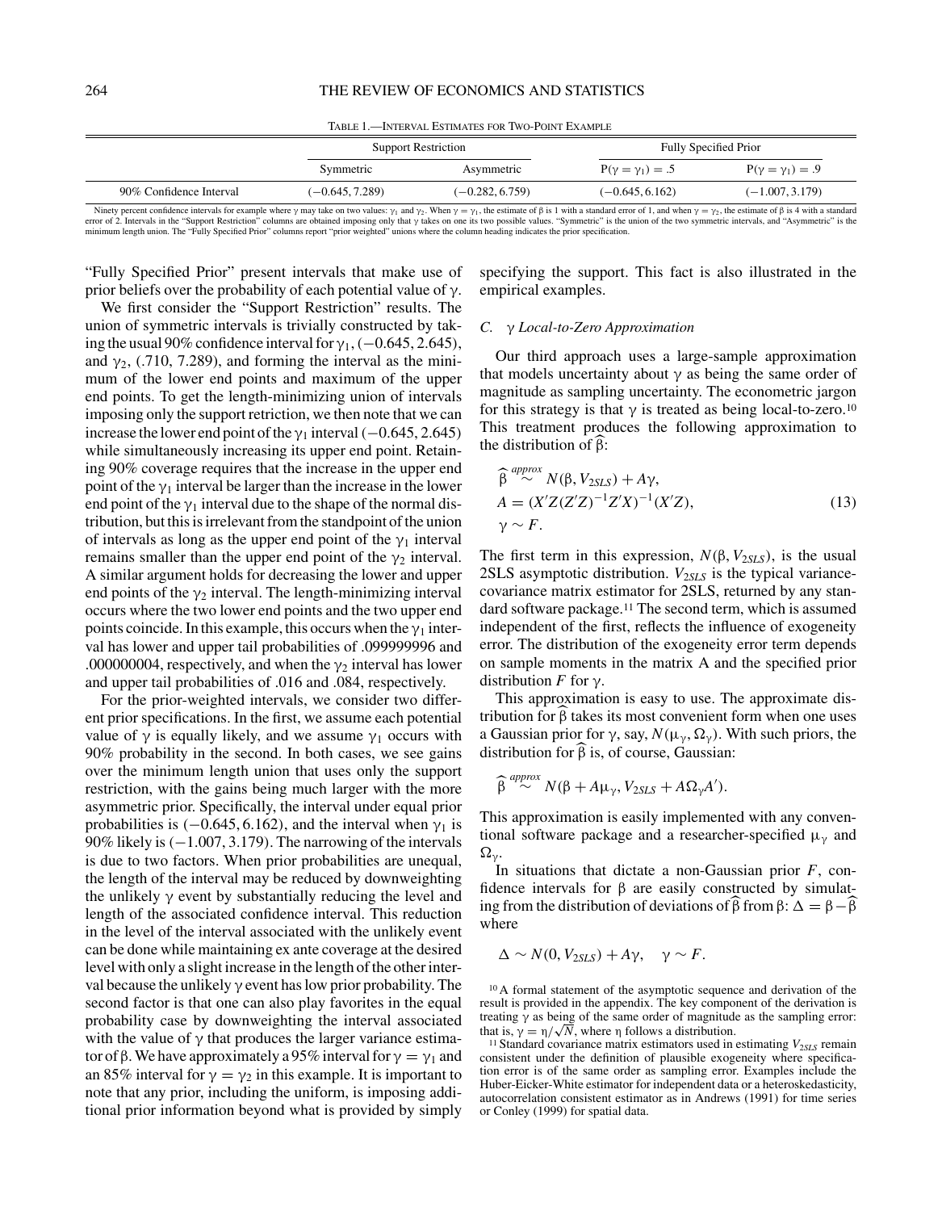TABLE 1.—INTERVAL ESTIMATES FOR TWO-POINT EXAMPLE

| | Support Restriction | | Fully Specified Prior | |
|---|---|---|---|---|
| | Symmetric | Asymmetric | $P(\gamma = \gamma_1) = .5$ | $P(\gamma = \gamma_1) = .9$ |
| 90% Confidence Interval | $(-0.645, 7.289)$ | $(-0.282, 6.759)$ | $(-0.645, 6.162)$ | $(-1.007, 3.179)$ |

Ninety percent confidence intervals for example where $\gamma$ may take on two values: $\gamma_1$ and $\gamma_2$. When $\gamma = \gamma_1$, the estimate of $\beta$ is 1 with a standard error of 1, and when $\gamma = \gamma_2$, the estimate of $\beta$ is 4 with a standard error of 2. Intervals in the "Support Restriction" columns are obtained imposing only that $\gamma$ takes on one its two possible values. "Symmetric" is the union of the two symmetric intervals, and "Asymmetric" is the minimum length union. The "Fully Specified Prior" columns report "prior weighted" unions where the column heading indicates the prior specification.

"Fully Specified Prior" present intervals that make use of prior beliefs over the probability of each potential value of $\gamma$.

We first consider the "Support Restriction" results. The union of symmetric intervals is trivially constructed by taking the usual 90% confidence interval for $\gamma_1$, $(-0.645, 2.645)$, and $\gamma_2$, $(.710, 7.289)$, and forming the interval as the minimum of the lower end points and maximum of the upper end points. To get the length-minimizing union of intervals imposing only the support restriction, we then note that we can increase the lower end point of the $\gamma_1$ interval $(-0.645, 2.645)$ while simultaneously increasing its upper end point. Retaining 90% coverage requires that the increase in the upper end point of the $\gamma_1$ interval be larger than the increase in the lower end point of the $\gamma_1$ interval due to the shape of the normal distribution, but this is irrelevant from the standpoint of the union of intervals as long as the upper end point of the $\gamma_1$ interval remains smaller than the upper end point of the $\gamma_2$ interval. A similar argument holds for decreasing the lower and upper end points of the $\gamma_2$ interval. The length-minimizing interval occurs where the two lower end points and the two upper end points coincide. In this example, this occurs when the $\gamma_1$ interval has lower and upper tail probabilities of .099999996 and .000000004, respectively, and when the $\gamma_2$ interval has lower and upper tail probabilities of .016 and .084, respectively.

For the prior-weighted intervals, we consider two different prior specifications. In the first, we assume each potential value of $\gamma$ is equally likely, and we assume $\gamma_1$ occurs with 90% probability in the second. In both cases, we see gains over the minimum length union that uses only the support restriction, with the gains being much larger with the more asymmetric prior. Specifically, the interval under equal prior probabilities is $(-0.645, 6.162)$, and the interval when $\gamma_1$ is 90% likely is $(-1.007, 3.179)$. The narrowing of the intervals is due to two factors. When prior probabilities are unequal, the length of the interval may be reduced by downweighting the unlikely $\gamma$ event by substantially reducing the level and length of the associated confidence interval. This reduction in the level of the interval associated with the unlikely event can be done while maintaining ex ante coverage at the desired level with only a slight increase in the length of the other interval because the unlikely $\gamma$ event has low prior probability. The second factor is that one can also play favorites in the equal probability case by downweighting the interval associated with the value of $\gamma$ that produces the larger variance estimator of $\beta$. We have approximately a 95% interval for $\gamma = \gamma_1$ and an 85% interval for $\gamma = \gamma_2$ in this example. It is important to note that any prior, including the uniform, is imposing additional prior information beyond what is provided by simply specifying the support. This fact is also illustrated in the empirical examples.

### C. $\gamma$ *Local-to-Zero Approximation*

Our third approach uses a large-sample approximation that models uncertainty about $\gamma$ as being the same order of magnitude as sampling uncertainty. The econometric jargon for this strategy is that $\gamma$ is treated as being local-to-zero.[10] This treatment produces the following approximation to the distribution of $\widehat{\beta}$:

$$
\begin{aligned}
&\widehat{\beta} \overset{approx}{\sim} N(\beta, V_{2SLS}) + A\gamma, \\
&A = (X'Z(Z'Z)^{-1}Z'X)^{-1}(X'Z), \\
&\gamma \sim F.
\end{aligned}
\tag{13}
$$

The first term in this expression, $N(\beta, V_{2SLS})$, is the usual 2SLS asymptotic distribution. $V_{2SLS}$ is the typical variance-covariance matrix estimator for 2SLS, returned by any standard software package.[11] The second term, which is assumed independent of the first, reflects the influence of exogeneity error. The distribution of the exogeneity error term depends on sample moments in the matrix A and the specified prior distribution $F$ for $\gamma$.

This approximation is easy to use. The approximate distribution for $\widehat{\beta}$ takes its most convenient form when one uses a Gaussian prior for $\gamma$, say, $N(\mu_\gamma, \Omega_\gamma)$. With such priors, the distribution for $\widehat{\beta}$ is, of course, Gaussian:

$$
\widehat{\beta} \overset{approx}{\sim} N(\beta + A\mu_\gamma, V_{2SLS} + A\Omega_\gamma A').
$$

This approximation is easily implemented with any conventional software package and a researcher-specified $\mu_\gamma$ and $\Omega_\gamma$.

In situations that dictate a non-Gaussian prior $F$, confidence intervals for $\beta$ are easily constructed by simulating from the distribution of deviations of $\widehat{\beta}$ from $\beta$: $\Delta = \beta - \widehat{\beta}$ where

$$
\Delta \sim N(0, V_{2SLS}) + A\gamma, \quad \gamma \sim F.
$$

[10] A formal statement of the asymptotic sequence and derivation of the result is provided in the appendix. The key component of the derivation is treating $\gamma$ as being of the same order of magnitude as the sampling error: that is, $\gamma = \eta/\sqrt{N}$, where $\eta$ follows a distribution.

[11] Standard covariance matrix estimators used in estimating $V_{2SLS}$ remain consistent under the definition of plausible exogeneity where specification error is of the same order as sampling error. Examples include the Huber-Eicker-White estimator for independent data or a heteroskedasticity, autocorrelation consistent estimator as in Andrews (1991) for time series or Conley (1999) for spatial data.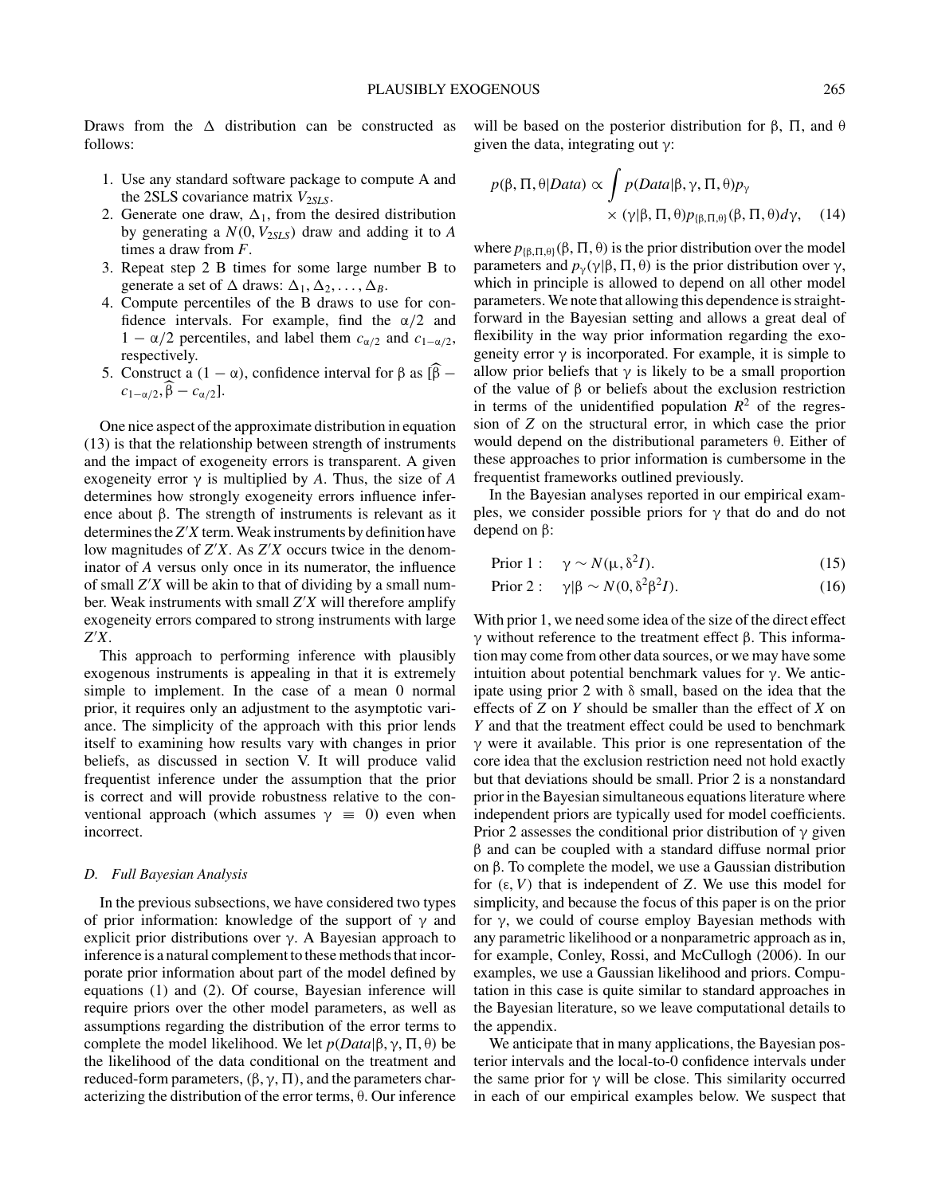Draws from the $\Delta$ distribution can be constructed as follows:

1. Use any standard software package to compute A and the 2SLS covariance matrix $V_{2SLS}$.
2. Generate one draw, $\Delta_1$, from the desired distribution by generating a $N(0, V_{2SLS})$ draw and adding it to $A$ times a draw from $F$.
3. Repeat step 2 B times for some large number B to generate a set of $\Delta$ draws: $\Delta_1, \Delta_2, \ldots, \Delta_B$.
4. Compute percentiles of the B draws to use for confidence intervals. For example, find the $\alpha/2$ and $1-\alpha/2$ percentiles, and label them $c_{\alpha/2}$ and $c_{1-\alpha/2}$, respectively.
5. Construct a $(1-\alpha)$, confidence interval for $\beta$ as $[\widehat{\beta} - c_{1-\alpha/2}, \widehat{\beta} - c_{\alpha/2}]$.

One nice aspect of the approximate distribution in equation (13) is that the relationship between strength of instruments and the impact of exogeneity errors is transparent. A given exogeneity error $\gamma$ is multiplied by $A$. Thus, the size of $A$ determines how strongly exogeneity errors influence inference about $\beta$. The strength of instruments is relevant as it determines the $Z'X$ term. Weak instruments by definition have low magnitudes of $Z'X$. As $Z'X$ occurs twice in the denominator of $A$ versus only once in its numerator, the influence of small $Z'X$ will be akin to that of dividing by a small number. Weak instruments with small $Z'X$ will therefore amplify exogeneity errors compared to strong instruments with large $Z'X$.

This approach to performing inference with plausibly exogenous instruments is appealing in that it is extremely simple to implement. In the case of a mean 0 normal prior, it requires only an adjustment to the asymptotic variance. The simplicity of the approach with this prior lends itself to examining how results vary with changes in prior beliefs, as discussed in section V. It will produce valid frequentist inference under the assumption that the prior is correct and will provide robustness relative to the conventional approach (which assumes $\gamma \equiv 0$) even when incorrect.

### D. Full Bayesian Analysis

In the previous subsections, we have considered two types of prior information: knowledge of the support of $\gamma$ and explicit prior distributions over $\gamma$. A Bayesian approach to inference is a natural complement to these methods that incorporate prior information about part of the model defined by equations (1) and (2). Of course, Bayesian inference will require priors over the other model parameters, as well as assumptions regarding the distribution of the error terms to complete the model likelihood. We let $p(Data|\beta, \gamma, \Pi, \theta)$ be the likelihood of the data conditional on the treatment and reduced-form parameters, $(\beta, \gamma, \Pi)$, and the parameters characterizing the distribution of the error terms, $\theta$. Our inference will be based on the posterior distribution for $\beta$, $\Pi$, and $\theta$ given the data, integrating out $\gamma$:

$$p(\beta, \Pi, \theta|Data) \propto \int p(Data|\beta, \gamma, \Pi, \theta) p_{\gamma} \times (\gamma|\beta, \Pi, \theta) p_{\{\beta,\Pi,\theta\}}(\beta, \Pi, \theta) d\gamma, \quad (14)$$

where $p_{\{\beta,\Pi,\theta\}}(\beta, \Pi, \theta)$ is the prior distribution over the model parameters and $p_{\gamma}(\gamma|\beta, \Pi, \theta)$ is the prior distribution over $\gamma$, which in principle is allowed to depend on all other model parameters. We note that allowing this dependence is straightforward in the Bayesian setting and allows a great deal of flexibility in the way prior information regarding the exogeneity error $\gamma$ is incorporated. For example, it is simple to allow prior beliefs that $\gamma$ is likely to be a small proportion of the value of $\beta$ or beliefs about the exclusion restriction in terms of the unidentified population $R^2$ of the regression of $Z$ on the structural error, in which case the prior would depend on the distributional parameters $\theta$. Either of these approaches to prior information is cumbersome in the frequentist frameworks outlined previously.

In the Bayesian analyses reported in our empirical examples, we consider possible priors for $\gamma$ that do and do not depend on $\beta$:

$$\text{Prior 1}: \quad \gamma \sim N(\mu, \delta^2 I). \quad (15)$$

$$\text{Prior 2}: \quad \gamma|\beta \sim N(0, \delta^2\beta^2 I). \quad (16)$$

With prior 1, we need some idea of the size of the direct effect $\gamma$ without reference to the treatment effect $\beta$. This information may come from other data sources, or we may have some intuition about potential benchmark values for $\gamma$. We anticipate using prior 2 with $\delta$ small, based on the idea that the effects of $Z$ on $Y$ should be smaller than the effect of $X$ on $Y$ and that the treatment effect could be used to benchmark $\gamma$ were it available. This prior is one representation of the core idea that the exclusion restriction need not hold exactly but that deviations should be small. Prior 2 is a nonstandard prior in the Bayesian simultaneous equations literature where independent priors are typically used for model coefficients. Prior 2 assesses the conditional prior distribution of $\gamma$ given $\beta$ and can be coupled with a standard diffuse normal prior on $\beta$. To complete the model, we use a Gaussian distribution for $(\varepsilon, V)$ that is independent of $Z$. We use this model for simplicity, and because the focus of this paper is on the prior for $\gamma$, we could of course employ Bayesian methods with any parametric likelihood or a nonparametric approach as in, for example, Conley, Rossi, and McCullogh (2006). In our examples, we use a Gaussian likelihood and priors. Computation in this case is quite similar to standard approaches in the Bayesian literature, so we leave computational details to the appendix.

We anticipate that in many applications, the Bayesian posterior intervals and the local-to-0 confidence intervals under the same prior for $\gamma$ will be close. This similarity occurred in each of our empirical examples below. We suspect that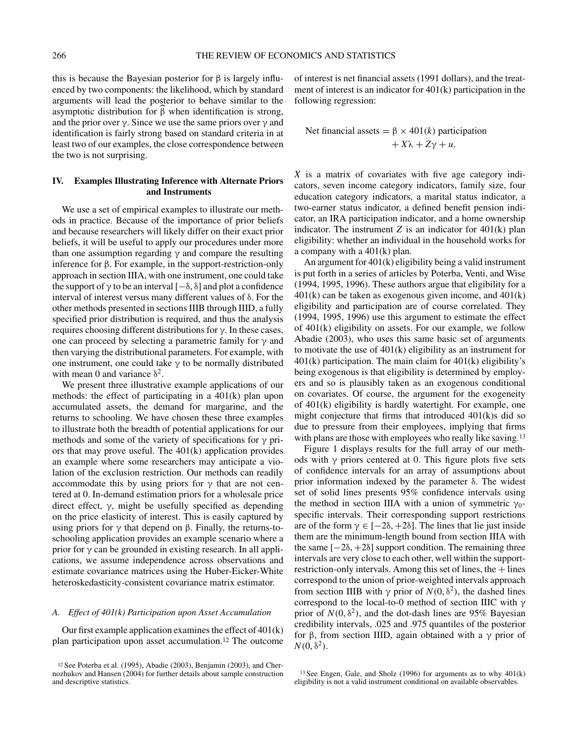this is because the Bayesian posterior for $\beta$ is largely influenced by two components: the likelihood, which by standard arguments will lead the posterior to behave similar to the asymptotic distribution for $\widehat{\beta}$ when identification is strong, and the prior over $\gamma$. Since we use the same priors over $\gamma$ and identification is fairly strong based on standard criteria in at least two of our examples, the close correspondence between the two is not surprising.

## IV. Examples Illustrating Inference with Alternate Priors and Instruments

We use a set of empirical examples to illustrate our methods in practice. Because of the importance of prior beliefs and because researchers will likely differ on their exact prior beliefs, it will be useful to apply our procedures under more than one assumption regarding $\gamma$ and compare the resulting inference for $\beta$. For example, in the support-restriction-only approach in section IIIA, with one instrument, one could take the support of $\gamma$ to be an interval $[-\delta, \delta]$ and plot a confidence interval of interest versus many different values of $\delta$. For the other methods presented in sections IIIB through IIID, a fully specified prior distribution is required, and thus the analysis requires choosing different distributions for $\gamma$. In these cases, one can proceed by selecting a parametric family for $\gamma$ and then varying the distributional parameters. For example, with one instrument, one could take $\gamma$ to be normally distributed with mean 0 and variance $\delta^2$.

We present three illustrative example applications of our methods: the effect of participating in a 401(k) plan upon accumulated assets, the demand for margarine, and the returns to schooling. We have chosen these three examples to illustrate both the breadth of potential applications for our methods and some of the variety of specifications for $\gamma$ priors that may prove useful. The 401(k) application provides an example where some researchers may anticipate a violation of the exclusion restriction. Our methods can readily accommodate this by using priors for $\gamma$ that are not centered at 0. In-demand estimation priors for a wholesale price direct effect, $\gamma$, might be usefully specified as depending on the price elasticity of interest. This is easily captured by using priors for $\gamma$ that depend on $\beta$. Finally, the returns-to-schooling application provides an example scenario where a prior for $\gamma$ can be grounded in existing research. In all applications, we assume independence across observations and estimate covariance matrices using the Huber-Eicker-White heteroskedasticity-consistent covariance matrix estimator.

### A. *Effect of 401(k) Participation upon Asset Accumulation*

Our first example application examines the effect of 401(k) plan participation upon asset accumulation.[12] The outcome of interest is net financial assets (1991 dollars), and the treatment of interest is an indicator for 401(k) participation in the following regression:

$$\text{Net financial assets} = \beta \times 401(k) \text{ participation} + X\lambda + Z\gamma + u.$$

$X$ is a matrix of covariates with five age category indicators, seven income category indicators, family size, four education category indicators, a marital status indicator, a two-earner status indicator, a defined benefit pension indicator, an IRA participation indicator, and a home ownership indicator. The instrument $Z$ is an indicator for 401(k) plan eligibility: whether an individual in the household works for a company with a 401(k) plan.

An argument for 401(k) eligibility being a valid instrument is put forth in a series of articles by Poterba, Venti, and Wise (1994, 1995, 1996). These authors argue that eligibility for a 401(k) can be taken as exogenous given income, and 401(k) eligibility and participation are of course correlated. They (1994, 1995, 1996) use this argument to estimate the effect of 401(k) eligibility on assets. For our example, we follow Abadie (2003), who uses this same basic set of arguments to motivate the use of 401(k) eligibility as an instrument for 401(k) participation. The main claim for 401(k) eligibility's being exogenous is that eligibility is determined by employers and so is plausibly taken as an exogenous conditional on covariates. Of course, the argument for the exogeneity of 401(k) eligibility is hardly watertight. For example, one might conjecture that firms that introduced 401(k)s did so due to pressure from their employees, implying that firms with plans are those with employees who really like saving.[13]

Figure 1 displays results for the full array of our methods with $\gamma$ priors centered at 0. This figure plots five sets of confidence intervals for an array of assumptions about prior information indexed by the parameter $\delta$. The widest set of solid lines presents 95% confidence intervals using the method in section IIIA with a union of symmetric $\gamma_0$-specific intervals. Their corresponding support restrictions are of the form $\gamma \in [-2\delta, +2\delta]$. The lines that lie just inside them are the minimum-length bound from section IIIA with the same $[-2\delta, +2\delta]$ support condition. The remaining three intervals are very close to each other, well within the support-restriction-only intervals. Among this set of lines, the + lines correspond to the union of prior-weighted intervals approach from section IIIB with $\gamma$ prior of $N(0, \delta^2)$, the dashed lines correspond to the local-to-0 method of section IIIC with $\gamma$ prior of $N(0, \delta^2)$, and the dot-dash lines are 95% Bayesian credibility intervals, .025 and .975 quantiles of the posterior for $\beta$, from section IIID, again obtained with a $\gamma$ prior of $N(0, \delta^2)$.

[12] See Poterba et al. (1995), Abadie (2003), Benjamin (2003), and Chernozhukov and Hansen (2004) for further details about sample construction and descriptive statistics.

[13] See Engen, Gale, and Sholz (1996) for arguments as to why 401(k) eligibility is not a valid instrument conditional on available observables.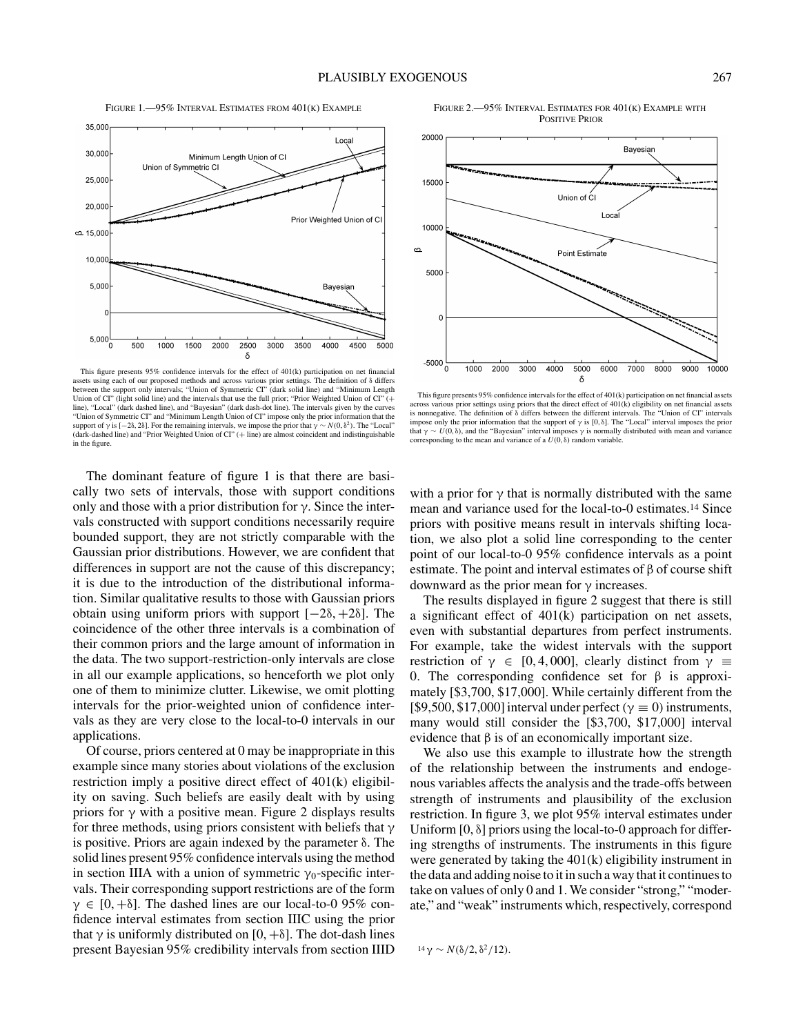FIGURE 1.—95% INTERVAL ESTIMATES FROM 401(K) EXAMPLE

This figure presents 95% confidence intervals for the effect of 401(k) participation on net financial assets using each of our proposed methods and across various prior settings. The definition of δ differs between the support only intervals; "Union of Symmetric CI" (dark solid line) and "Minimum Length Union of CI" (light solid line) and the intervals that use the full prior; "Prior Weighted Union of CI" (+ line), "Local" (dark dashed line), and "Bayesian" (dark dash-dot line). The intervals given by the curves "Union of Symmetric CI" and "Minimum Length Union of CI" impose only the prior information that the support of γ is $[-2\delta, 2\delta]$. For the remaining intervals, we impose the prior that $\gamma \sim N(0, \delta^2)$. The "Local" (dark-dashed line) and "Prior Weighted Union of CI" (+ line) are almost coincident and indistinguishable in the figure.

FIGURE 2.—95% INTERVAL ESTIMATES FOR 401(K) EXAMPLE WITH POSITIVE PRIOR

This figure presents 95% confidence intervals for the effect of 401(k) participation on net financial assets across various prior settings using priors that the direct effect of 401(k) eligibility on net financial assets is nonnegative. The definition of δ differs between the different intervals. The "Union of CI" intervals impose only the prior information that the support of γ is $[0, \delta]$. The "Local" interval imposes the prior that $\gamma \sim U(0, \delta)$, and the "Bayesian" interval imposes γ is normally distributed with mean and variance corresponding to the mean and variance of a $U(0, \delta)$ random variable.

The dominant feature of figure 1 is that there are basically two sets of intervals, those with support conditions only and those with a prior distribution for γ. Since the intervals constructed with support conditions necessarily require bounded support, they are not strictly comparable with the Gaussian prior distributions. However, we are confident that differences in support are not the cause of this discrepancy; it is due to the introduction of the distributional information. Similar qualitative results to those with Gaussian priors obtain using uniform priors with support $[-2\delta, +2\delta]$. The coincidence of the other three intervals is a combination of their common priors and the large amount of information in the data. The two support-restriction-only intervals are close in all our example applications, so henceforth we plot only one of them to minimize clutter. Likewise, we omit plotting intervals for the prior-weighted union of confidence intervals as they are very close to the local-to-0 intervals in our applications.

Of course, priors centered at 0 may be inappropriate in this example since many stories about violations of the exclusion restriction imply a positive direct effect of 401(k) eligibility on saving. Such beliefs are easily dealt with by using priors for γ with a positive mean. Figure 2 displays results for three methods, using priors consistent with beliefs that γ is positive. Priors are again indexed by the parameter δ. The solid lines present 95% confidence intervals using the method in section IIIA with a union of symmetric $\gamma_0$-specific intervals. Their corresponding support restrictions are of the form $\gamma \in [0, +\delta]$. The dashed lines are our local-to-0 95% confidence interval estimates from section IIIC using the prior that γ is uniformly distributed on $[0, +\delta]$. The dot-dash lines present Bayesian 95% credibility intervals from section IIID with a prior for γ that is normally distributed with the same mean and variance used for the local-to-0 estimates.[14] Since priors with positive means result in intervals shifting location, we also plot a solid line corresponding to the center point of our local-to-0 95% confidence intervals as a point estimate. The point and interval estimates of β of course shift downward as the prior mean for γ increases.

The results displayed in figure 2 suggest that there is still a significant effect of 401(k) participation on net assets, even with substantial departures from perfect instruments. For example, take the widest intervals with the support restriction of $\gamma \in [0, 4,000]$, clearly distinct from $\gamma \equiv 0$. The corresponding confidence set for β is approximately [$3,700, $17,000]. While certainly different from the [$9,500, $17,000] interval under perfect ($\gamma \equiv 0$) instruments, many would still consider the [$3,700, $17,000] interval evidence that β is of an economically important size.

We also use this example to illustrate how the strength of the relationship between the instruments and endogenous variables affects the analysis and the trade-offs between strength of instruments and plausibility of the exclusion restriction. In figure 3, we plot 95% interval estimates under Uniform $[0, \delta]$ priors using the local-to-0 approach for differing strengths of instruments. The instruments in this figure were generated by taking the 401(k) eligibility instrument in the data and adding noise to it in such a way that it continues to take on values of only 0 and 1. We consider "strong," "moderate," and "weak" instruments which, respectively, correspond

[14] $\gamma \sim N(\delta/2, \delta^2/12)$.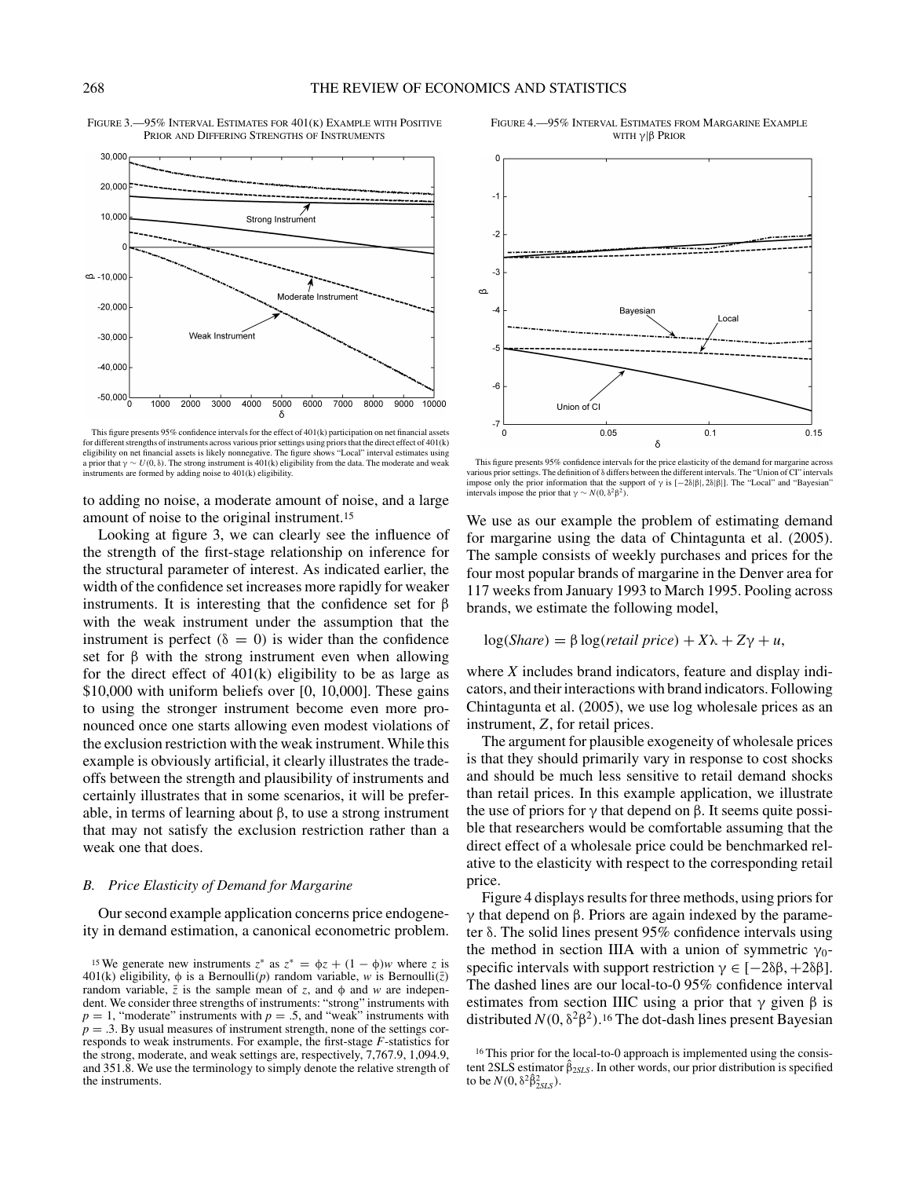FIGURE 3.—95% INTERVAL ESTIMATES FOR 401(K) EXAMPLE WITH POSITIVE PRIOR AND DIFFERING STRENGTHS OF INSTRUMENTS

This figure presents 95% confidence intervals for the effect of 401(k) participation on net financial assets for different strengths of instruments across various prior settings using priors that the direct effect of 401(k) eligibility on net financial assets is likely nonnegative. The figure shows "Local" interval estimates using a prior that $\gamma \sim U(0, \delta)$. The strong instrument is 401(k) eligibility from the data. The moderate and weak instruments are formed by adding noise to 401(k) eligibility.

to adding no noise, a moderate amount of noise, and a large amount of noise to the original instrument.[15]

Looking at figure 3, we can clearly see the influence of the strength of the first-stage relationship on inference for the structural parameter of interest. As indicated earlier, the width of the confidence set increases more rapidly for weaker instruments. It is interesting that the confidence set for $\beta$ with the weak instrument under the assumption that the instrument is perfect ($\delta = 0$) is wider than the confidence set for $\beta$ with the strong instrument even when allowing for the direct effect of 401(k) eligibility to be as large as \$10,000 with uniform beliefs over [0, 10,000]. These gains to using the stronger instrument become even more pronounced once one starts allowing even modest violations of the exclusion restriction with the weak instrument. While this example is obviously artificial, it clearly illustrates the tradeoffs between the strength and plausibility of instruments and certainly illustrates that in some scenarios, it will be preferable, in terms of learning about $\beta$, to use a strong instrument that may not satisfy the exclusion restriction rather than a weak one that does.

### B. Price Elasticity of Demand for Margarine

Our second example application concerns price endogeneity in demand estimation, a canonical econometric problem. We use as our example the problem of estimating demand for margarine using the data of Chintagunta et al. (2005). The sample consists of weekly purchases and prices for the four most popular brands of margarine in the Denver area for 117 weeks from January 1993 to March 1995. Pooling across brands, we estimate the following model,

$$\log(Share) = \beta \log(retail\ price) + X\lambda + Z\gamma + u,$$

where $X$ includes brand indicators, feature and display indicators, and their interactions with brand indicators. Following Chintagunta et al. (2005), we use log wholesale prices as an instrument, $Z$, for retail prices.

The argument for plausible exogeneity of wholesale prices is that they should primarily vary in response to cost shocks and should be much less sensitive to retail demand shocks than retail prices. In this example application, we illustrate the use of priors for $\gamma$ that depend on $\beta$. It seems quite possible that researchers would be comfortable assuming that the direct effect of a wholesale price could be benchmarked relative to the elasticity with respect to the corresponding retail price.

FIGURE 4.—95% INTERVAL ESTIMATES FROM MARGARINE EXAMPLE WITH $\gamma|\beta$ PRIOR

This figure presents 95% confidence intervals for the price elasticity of the demand for margarine across various prior settings. The definition of $\delta$ differs between the different intervals. The "Union of CI" intervals impose only the prior information that the support of $\gamma$ is $[-2\delta|\beta|, 2\delta|\beta|]$. The "Local" and "Bayesian" intervals impose the prior that $\gamma \sim N(0, \delta^2\beta^2)$.

Figure 4 displays results for three methods, using priors for $\gamma$ that depend on $\beta$. Priors are again indexed by the parameter $\delta$. The solid lines present 95% confidence intervals using the method in section IIIA with a union of symmetric $\gamma_0$-specific intervals with support restriction $\gamma \in [-2\delta\beta, +2\delta\beta]$. The dashed lines are our local-to-0 95% confidence interval estimates from section IIIC using a prior that $\gamma$ given $\beta$ is distributed $N(0, \delta^2\beta^2)$.[16] The dot-dash lines present Bayesian

[15] We generate new instruments $z^*$ as $z^* = \phi z + (1 - \phi)w$ where $z$ is 401(k) eligibility, $\phi$ is a Bernoulli($p$) random variable, $w$ is Bernoulli($\bar{z}$) random variable, $\bar{z}$ is the sample mean of $z$, and $\phi$ and $w$ are independent. We consider three strengths of instruments: "strong" instruments with $p = 1$, "moderate" instruments with $p = .5$, and "weak" instruments with $p = .3$. By usual measures of instrument strength, none of the settings corresponds to weak instruments. For example, the first-stage $F$-statistics for the strong, moderate, and weak settings are, respectively, 7,767.9, 1,094.9, and 351.8. We use the terminology to simply denote the relative strength of the instruments.

[16] This prior for the local-to-0 approach is implemented using the consistent 2SLS estimator $\hat{\beta}_{2SLS}$. In other words, our prior distribution is specified to be $N(0, \delta^2\hat{\beta}^2_{2SLS})$.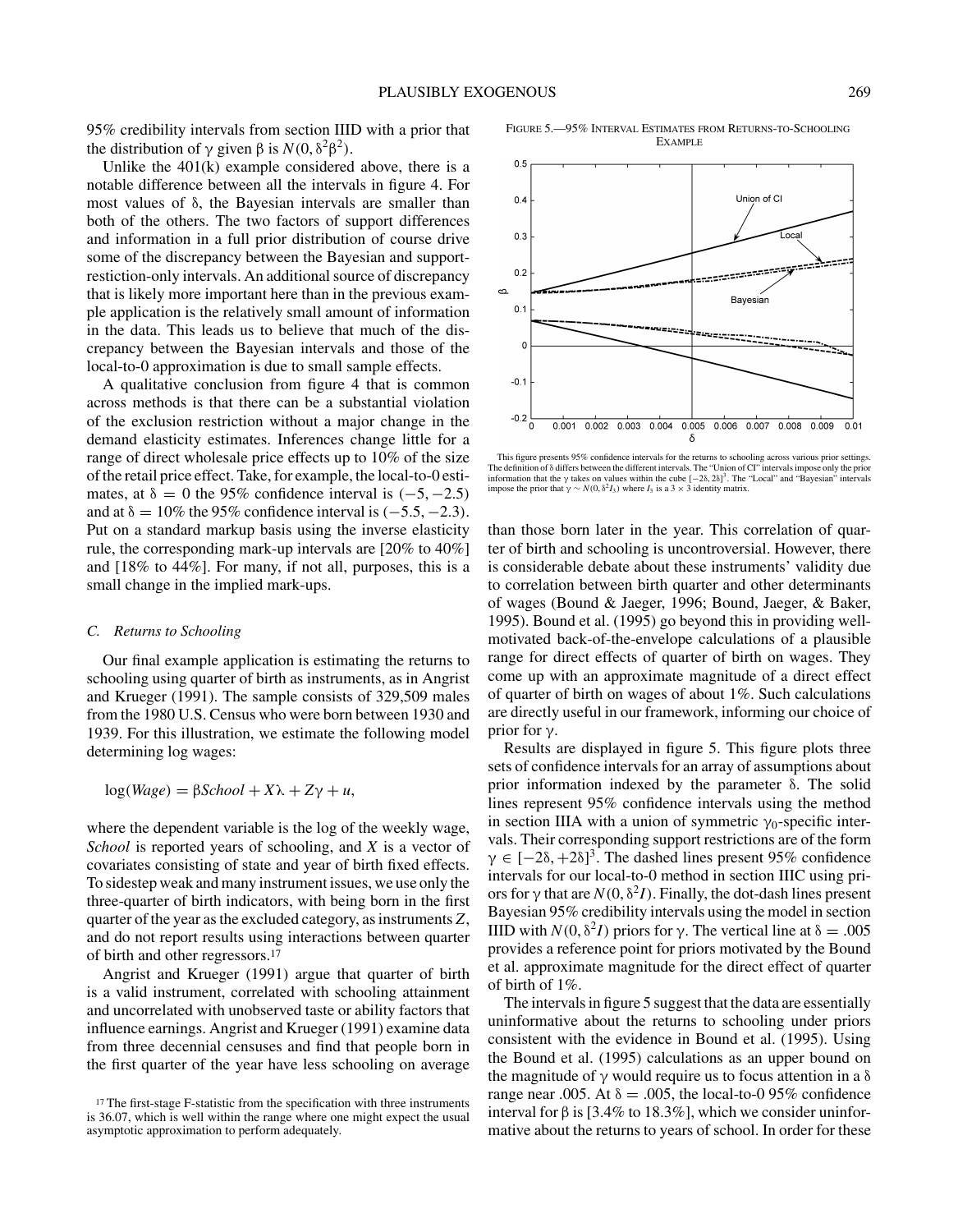95% credibility intervals from section IIID with a prior that the distribution of $\gamma$ given $\beta$ is $N(0, \delta^2\beta^2)$.

Unlike the 401(k) example considered above, there is a notable difference between all the intervals in figure 4. For most values of $\delta$, the Bayesian intervals are smaller than both of the others. The two factors of support differences and information in a full prior distribution of course drive some of the discrepancy between the Bayesian and support-restiction-only intervals. An additional source of discrepancy that is likely more important here than in the previous example application is the relatively small amount of information in the data. This leads us to believe that much of the discrepancy between the Bayesian intervals and those of the local-to-0 approximation is due to small sample effects.

A qualitative conclusion from figure 4 that is common across methods is that there can be a substantial violation of the exclusion restriction without a major change in the demand elasticity estimates. Inferences change little for a range of direct wholesale price effects up to 10% of the size of the retail price effect. Take, for example, the local-to-0 estimates, at $\delta = 0$ the 95% confidence interval is $(-5, -2.5)$ and at $\delta = 10\%$ the 95% confidence interval is $(-5.5, -2.3)$. Put on a standard markup basis using the inverse elasticity rule, the corresponding mark-up intervals are [20% to 40%] and [18% to 44%]. For many, if not all, purposes, this is a small change in the implied mark-ups.

### C. Returns to Schooling

Our final example application is estimating the returns to schooling using quarter of birth as instruments, as in Angrist and Krueger (1991). The sample consists of 329,509 males from the 1980 U.S. Census who were born between 1930 and 1939. For this illustration, we estimate the following model determining log wages:

$$\log(Wage) = \beta School + X\lambda + Z\gamma + u,$$

where the dependent variable is the log of the weekly wage, *School* is reported years of schooling, and $X$ is a vector of covariates consisting of state and year of birth fixed effects. To sidestep weak and many instrument issues, we use only the three-quarter of birth indicators, with being born in the first quarter of the year as the excluded category, as instruments $Z$, and do not report results using interactions between quarter of birth and other regressors.[17]

Angrist and Krueger (1991) argue that quarter of birth is a valid instrument, correlated with schooling attainment and uncorrelated with unobserved taste or ability factors that influence earnings. Angrist and Krueger (1991) examine data from three decennial censuses and find that people born in the first quarter of the year have less schooling on average than those born later in the year. This correlation of quarter of birth and schooling is uncontroversial. However, there is considerable debate about these instruments' validity due to correlation between birth quarter and other determinants of wages (Bound & Jaeger, 1996; Bound, Jaeger, & Baker, 1995). Bound et al. (1995) go beyond this in providing well-motivated back-of-the-envelope calculations of a plausible range for direct effects of quarter of birth on wages. They come up with an approximate magnitude of a direct effect of quarter of birth on wages of about 1%. Such calculations are directly useful in our framework, informing our choice of prior for $\gamma$.

FIGURE 5.—95% INTERVAL ESTIMATES FROM RETURNS-TO-SCHOOLING EXAMPLE

This figure presents 95% confidence intervals for the returns to schooling across various prior settings. The definition of $\delta$ differs between the different intervals. The "Union of CI" intervals impose only the prior information that the $\gamma$ takes on values within the cube $[-2\delta, 2\delta]^3$. The "Local" and "Bayesian" intervals impose the prior that $\gamma \sim N(0, \delta^2 I_3)$ where $I_3$ is a $3 \times 3$ identity matrix.

Results are displayed in figure 5. This figure plots three sets of confidence intervals for an array of assumptions about prior information indexed by the parameter $\delta$. The solid lines represent 95% confidence intervals using the method in section IIIA with a union of symmetric $\gamma_0$-specific intervals. Their corresponding support restrictions are of the form $\gamma \in [-2\delta, +2\delta]^3$. The dashed lines present 95% confidence intervals for our local-to-0 method in section IIIC using priors for $\gamma$ that are $N(0, \delta^2 I)$. Finally, the dot-dash lines present Bayesian 95% credibility intervals using the model in section IIID with $N(0, \delta^2 I)$ priors for $\gamma$. The vertical line at $\delta = .005$ provides a reference point for priors motivated by the Bound et al. approximate magnitude for the direct effect of quarter of birth of 1%.

The intervals in figure 5 suggest that the data are essentially uninformative about the returns to schooling under priors consistent with the evidence in Bound et al. (1995). Using the Bound et al. (1995) calculations as an upper bound on the magnitude of $\gamma$ would require us to focus attention in a $\delta$ range near .005. At $\delta = .005$, the local-to-0 95% confidence interval for $\beta$ is [3.4% to 18.3%], which we consider uninformative about the returns to years of school. In order for these

[17] The first-stage F-statistic from the specification with three instruments is 36.07, which is well within the range where one might expect the usual asymptotic approximation to perform adequately.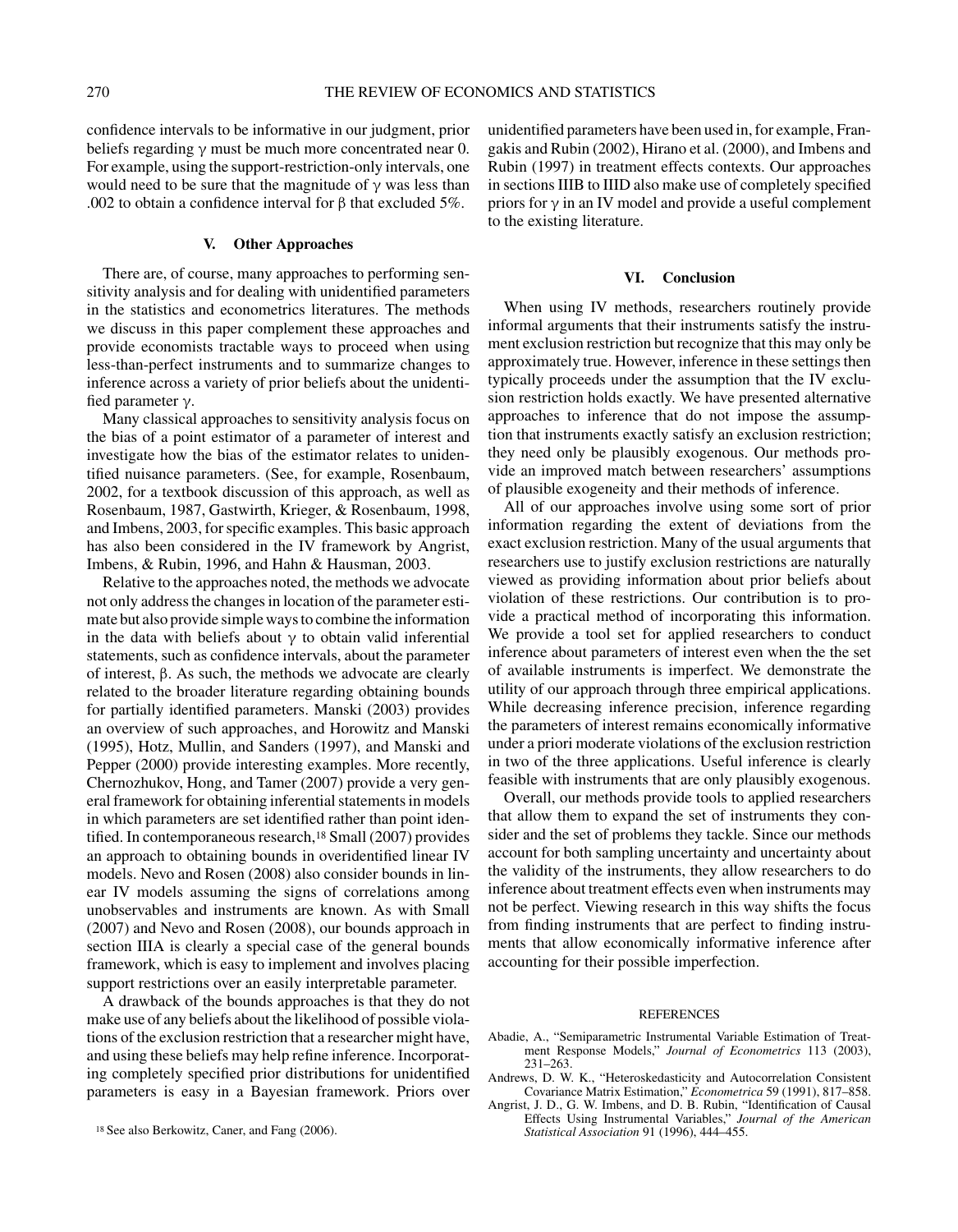confidence intervals to be informative in our judgment, prior beliefs regarding $\gamma$ must be much more concentrated near 0. For example, using the support-restriction-only intervals, one would need to be sure that the magnitude of $\gamma$ was less than .002 to obtain a confidence interval for $\beta$ that excluded 5%.

## V. Other Approaches

There are, of course, many approaches to performing sensitivity analysis and for dealing with unidentified parameters in the statistics and econometrics literatures. The methods we discuss in this paper complement these approaches and provide economists tractable ways to proceed when using less-than-perfect instruments and to summarize changes to inference across a variety of prior beliefs about the unidentified parameter $\gamma$.

Many classical approaches to sensitivity analysis focus on the bias of a point estimator of a parameter of interest and investigate how the bias of the estimator relates to unidentified nuisance parameters. (See, for example, Rosenbaum, 2002, for a textbook discussion of this approach, as well as Rosenbaum, 1987, Gastwirth, Krieger, & Rosenbaum, 1998, and Imbens, 2003, for specific examples. This basic approach has also been considered in the IV framework by Angrist, Imbens, & Rubin, 1996, and Hahn & Hausman, 2003.

Relative to the approaches noted, the methods we advocate not only address the changes in location of the parameter estimate but also provide simple ways to combine the information in the data with beliefs about $\gamma$ to obtain valid inferential statements, such as confidence intervals, about the parameter of interest, $\beta$. As such, the methods we advocate are clearly related to the broader literature regarding obtaining bounds for partially identified parameters. Manski (2003) provides an overview of such approaches, and Horowitz and Manski (1995), Hotz, Mullin, and Sanders (1997), and Manski and Pepper (2000) provide interesting examples. More recently, Chernozhukov, Hong, and Tamer (2007) provide a very general framework for obtaining inferential statements in models in which parameters are set identified rather than point identified. In contemporaneous research,[18] Small (2007) provides an approach to obtaining bounds in overidentified linear IV models. Nevo and Rosen (2008) also consider bounds in linear IV models assuming the signs of correlations among unobservables and instruments are known. As with Small (2007) and Nevo and Rosen (2008), our bounds approach in section IIIA is clearly a special case of the general bounds framework, which is easy to implement and involves placing support restrictions over an easily interpretable parameter.

A drawback of the bounds approaches is that they do not make use of any beliefs about the likelihood of possible violations of the exclusion restriction that a researcher might have, and using these beliefs may help refine inference. Incorporating completely specified prior distributions for unidentified parameters is easy in a Bayesian framework. Priors over unidentified parameters have been used in, for example, Frangakis and Rubin (2002), Hirano et al. (2000), and Imbens and Rubin (1997) in treatment effects contexts. Our approaches in sections IIIB to IIID also make use of completely specified priors for $\gamma$ in an IV model and provide a useful complement to the existing literature.

[18] See also Berkowitz, Caner, and Fang (2006).

## VI. Conclusion

When using IV methods, researchers routinely provide informal arguments that their instruments satisfy the instrument exclusion restriction but recognize that this may only be approximately true. However, inference in these settings then typically proceeds under the assumption that the IV exclusion restriction holds exactly. We have presented alternative approaches to inference that do not impose the assumption that instruments exactly satisfy an exclusion restriction; they need only be plausibly exogenous. Our methods provide an improved match between researchers' assumptions of plausible exogeneity and their methods of inference.

All of our approaches involve using some sort of prior information regarding the extent of deviations from the exact exclusion restriction. Many of the usual arguments that researchers use to justify exclusion restrictions are naturally viewed as providing information about prior beliefs about violation of these restrictions. Our contribution is to provide a practical method of incorporating this information. We provide a tool set for applied researchers to conduct inference about parameters of interest even when the the set of available instruments is imperfect. We demonstrate the utility of our approach through three empirical applications. While decreasing inference precision, inference regarding the parameters of interest remains economically informative under a priori moderate violations of the exclusion restriction in two of the three applications. Useful inference is clearly feasible with instruments that are only plausibly exogenous.

Overall, our methods provide tools to applied researchers that allow them to expand the set of instruments they consider and the set of problems they tackle. Since our methods account for both sampling uncertainty and uncertainty about the validity of the instruments, they allow researchers to do inference about treatment effects even when instruments may not be perfect. Viewing research in this way shifts the focus from finding instruments that are perfect to finding instruments that allow economically informative inference after accounting for their possible imperfection.

## REFERENCES

Abadie, A., "Semiparametric Instrumental Variable Estimation of Treatment Response Models," *Journal of Econometrics* 113 (2003), 231–263.

Andrews, D. W. K., "Heteroskedasticity and Autocorrelation Consistent Covariance Matrix Estimation," *Econometrica* 59 (1991), 817–858.

Angrist, J. D., G. W. Imbens, and D. B. Rubin, "Identification of Causal Effects Using Instrumental Variables," *Journal of the American Statistical Association* 91 (1996), 444–455.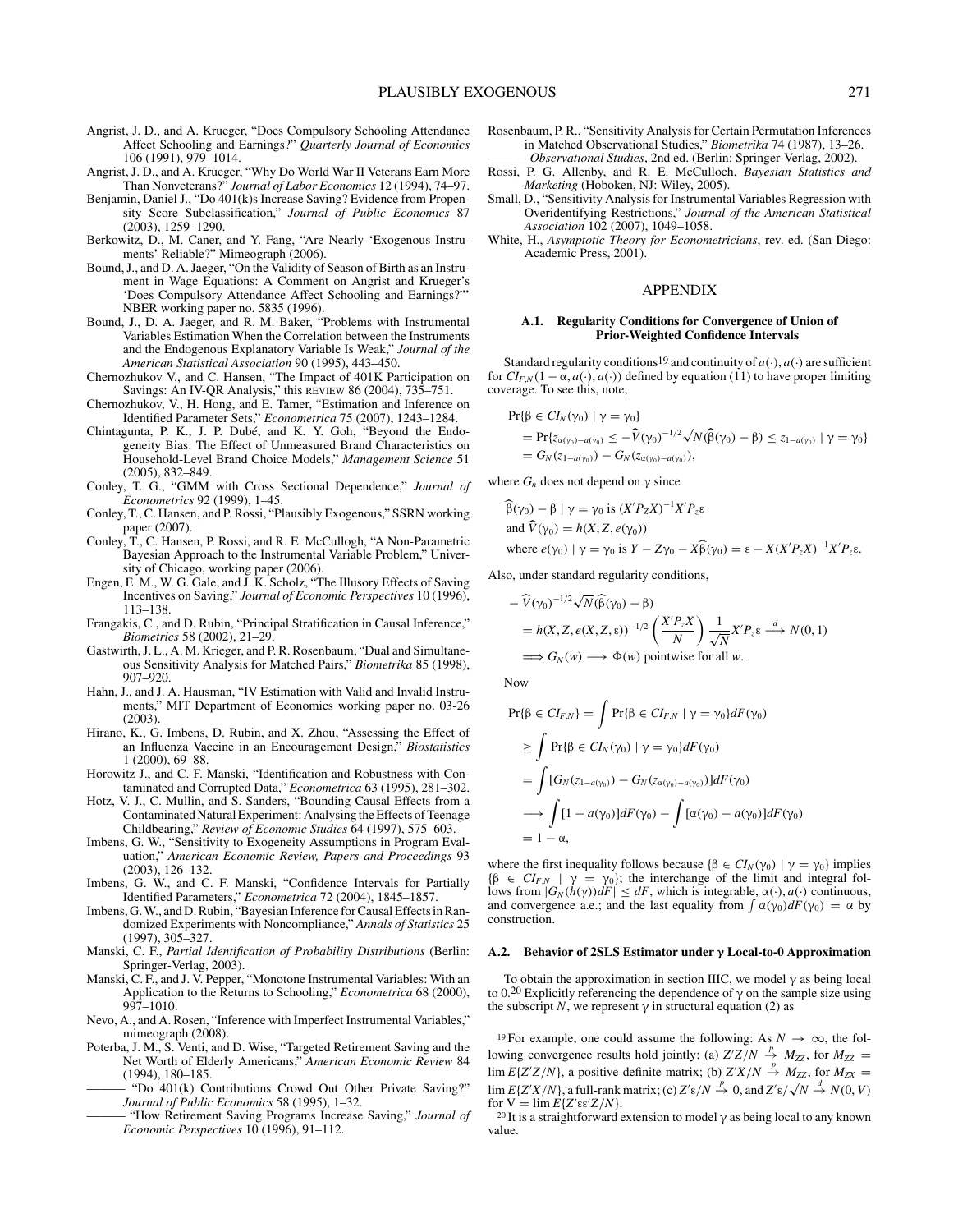Angrist, J. D., and A. Krueger, "Does Compulsory Schooling Attendance Affect Schooling and Earnings?" *Quarterly Journal of Economics* 106 (1991), 979–1014.

Angrist, J. D., and A. Krueger, "Why Do World War II Veterans Earn More Than Nonveterans?" *Journal of Labor Economics* 12 (1994), 74–97.

Benjamin, Daniel J., "Do 401(k)s Increase Saving? Evidence from Propensity Score Subclassification," *Journal of Public Economics* 87 (2003), 1259–1290.

Berkowitz, D., M. Caner, and Y. Fang, "Are Nearly 'Exogenous Instruments' Reliable?" Mimeograph (2006).

Bound, J., and D. A. Jaeger, "On the Validity of Season of Birth as an Instrument in Wage Equations: A Comment on Angrist and Krueger's 'Does Compulsory Attendance Affect Schooling and Earnings?'" NBER working paper no. 5835 (1996).

Bound, J., D. A. Jaeger, and R. M. Baker, "Problems with Instrumental Variables Estimation When the Correlation between the Instruments and the Endogenous Explanatory Variable Is Weak," *Journal of the American Statistical Association* 90 (1995), 443–450.

Chernozhukov V., and C. Hansen, "The Impact of 401K Participation on Savings: An IV-QR Analysis," this REVIEW 86 (2004), 735–751.

Chernozhukov, V., H. Hong, and E. Tamer, "Estimation and Inference on Identified Parameter Sets," *Econometrica* 75 (2007), 1243–1284.

Chintagunta, P. K., J. P. Dubé, and K. Y. Goh, "Beyond the Endogeneity Bias: The Effect of Unmeasured Brand Characteristics on Household-Level Brand Choice Models," *Management Science* 51 (2005), 832–849.

Conley, T. G., "GMM with Cross Sectional Dependence," *Journal of Econometrics* 92 (1999), 1–45.

Conley, T., C. Hansen, and P. Rossi, "Plausibly Exogenous," SSRN working paper (2007).

Conley, T., C. Hansen, P. Rossi, and R. E. McCullogh, "A Non-Parametric Bayesian Approach to the Instrumental Variable Problem," University of Chicago, working paper (2006).

Engen, E. M., W. G. Gale, and J. K. Scholz, "The Illusory Effects of Saving Incentives on Saving," *Journal of Economic Perspectives* 10 (1996), 113–138.

Frangakis, C., and D. Rubin, "Principal Stratification in Causal Inference," *Biometrics* 58 (2002), 21–29.

Gastwirth, J. L., A. M. Krieger, and P. R. Rosenbaum, "Dual and Simultaneous Sensitivity Analysis for Matched Pairs," *Biometrika* 85 (1998), 907–920.

Hahn, J., and J. A. Hausman, "IV Estimation with Valid and Invalid Instruments," MIT Department of Economics working paper no. 03-26 (2003).

Hirano, K., G. Imbens, D. Rubin, and X. Zhou, "Assessing the Effect of an Influenza Vaccine in an Encouragement Design," *Biostatistics* 1 (2000), 69–88.

Horowitz J., and C. F. Manski, "Identification and Robustness with Contaminated and Corrupted Data," *Econometrica* 63 (1995), 281–302.

Hotz, V. J., C. Mullin, and S. Sanders, "Bounding Causal Effects from a Contaminated Natural Experiment: Analysing the Effects of Teenage Childbearing," *Review of Economic Studies* 64 (1997), 575–603.

Imbens, G. W., "Sensitivity to Exogeneity Assumptions in Program Evaluation," *American Economic Review, Papers and Proceedings* 93 (2003), 126–132.

Imbens, G. W., and C. F. Manski, "Confidence Intervals for Partially Identified Parameters," *Econometrica* 72 (2004), 1845–1857.

Imbens, G. W., and D. Rubin, "Bayesian Inference for Causal Effects in Randomized Experiments with Noncompliance," *Annals of Statistics* 25 (1997), 305–327.

Manski, C. F., *Partial Identification of Probability Distributions* (Berlin: Springer-Verlag, 2003).

Manski, C. F., and J. V. Pepper, "Monotone Instrumental Variables: With an Application to the Returns to Schooling," *Econometrica* 68 (2000), 997–1010.

Nevo, A., and A. Rosen, "Inference with Imperfect Instrumental Variables," mimeograph (2008).

Poterba, J. M., S. Venti, and D. Wise, "Targeted Retirement Saving and the Net Worth of Elderly Americans," *American Economic Review* 84 (1994), 180–185.

——— "Do 401(k) Contributions Crowd Out Other Private Saving?" *Journal of Public Economics* 58 (1995), 1–32.

——— "How Retirement Saving Programs Increase Saving," *Journal of Economic Perspectives* 10 (1996), 91–112.

Rosenbaum, P. R., "Sensitivity Analysis for Certain Permutation Inferences in Matched Observational Studies," *Biometrika* 74 (1987), 13–26.

——— *Observational Studies*, 2nd ed. (Berlin: Springer-Verlag, 2002).

Rossi, P. G. Allenby, and R. E. McCulloch, *Bayesian Statistics and Marketing* (Hoboken, NJ: Wiley, 2005).

Small, D., "Sensitivity Analysis for Instrumental Variables Regression with Overidentifying Restrictions," *Journal of the American Statistical Association* 102 (2007), 1049–1058.

White, H., *Asymptotic Theory for Econometricians*, rev. ed. (San Diego: Academic Press, 2001).

## APPENDIX

### A.1. Regularity Conditions for Convergence of Union of Prior-Weighted Confidence Intervals

Standard regularity conditions[19] and continuity of $a(\cdot), a(\cdot)$ are sufficient for $CI_{F,N}(1-\alpha, a(\cdot), a(\cdot))$ defined by equation (11) to have proper limiting coverage. To see this, note,

$$
\begin{aligned}
&\Pr\{\beta \in CI_N(\gamma_0) \mid \gamma = \gamma_0\} \\
&= \Pr\{z_{\alpha(\gamma_0)-a(\gamma_0)} \leq -\widehat{V}(\gamma_0)^{-1/2}\sqrt{N}(\widehat{\beta}(\gamma_0) - \beta) \leq z_{1-a(\gamma_0)} \mid \gamma = \gamma_0\} \\
&= G_N(z_{1-a(\gamma_0)}) - G_N(z_{\alpha(\gamma_0)-a(\gamma_0)}),
\end{aligned}
$$

where $G_n$ does not depend on $\gamma$ since

$$
\begin{aligned}
&\widehat{\beta}(\gamma_0) - \beta \mid \gamma = \gamma_0 \text{ is } (X'P_Z X)^{-1}X'P_z\varepsilon \\
&\text{and } \widehat{V}(\gamma_0) = h(X, Z, e(\gamma_0)) \\
&\text{where } e(\gamma_0) \mid \gamma = \gamma_0 \text{ is } Y - Z\gamma_0 - X\widehat{\beta}(\gamma_0) = \varepsilon - X(X'P_z X)^{-1}X'P_z\varepsilon.
\end{aligned}
$$

Also, under standard regularity conditions,

$$
\begin{aligned}
&-\widehat{V}(\gamma_0)^{-1/2}\sqrt{N}(\widehat{\beta}(\gamma_0) - \beta) \\
&= h(X, Z, e(X, Z, \varepsilon))^{-1/2}\left(\frac{X'P_z X}{N}\right)\frac{1}{\sqrt{N}}X'P_z\varepsilon \xrightarrow{d} N(0, 1) \\
&\Longrightarrow G_N(w) \longrightarrow \Phi(w) \text{ pointwise for all } w.
\end{aligned}
$$

Now

$$
\begin{aligned}
\Pr\{\beta \in CI_{F,N}\} &= \int \Pr\{\beta \in CI_{F,N} \mid \gamma = \gamma_0\} dF(\gamma_0) \\
&\geq \int \Pr\{\beta \in CI_N(\gamma_0) \mid \gamma = \gamma_0\} dF(\gamma_0) \\
&= \int [G_N(z_{1-a(\gamma_0)}) - G_N(z_{\alpha(\gamma_0)-a(\gamma_0)})] dF(\gamma_0) \\
&\longrightarrow \int [1 - a(\gamma_0)] dF(\gamma_0) - \int [\alpha(\gamma_0) - a(\gamma_0)] dF(\gamma_0) \\
&= 1 - \alpha,
\end{aligned}
$$

where the first inequality follows because $\{\beta \in CI_N(\gamma_0) \mid \gamma = \gamma_0\}$ implies $\{\beta \in CI_{F,N} \mid \gamma = \gamma_0\}$; the interchange of the limit and integral follows from $|G_N(h(\gamma))dF| \leq dF$, which is integrable, $\alpha(\cdot), a(\cdot)$ continuous, and convergence a.e.; and the last equality from $\int \alpha(\gamma_0) dF(\gamma_0) = \alpha$ by construction.

### A.2. Behavior of 2SLS Estimator under $\gamma$ Local-to-0 Approximation

To obtain the approximation in section IIIC, we model $\gamma$ as being local to 0.[20] Explicitly referencing the dependence of $\gamma$ on the sample size using the subscript $N$, we represent $\gamma$ in structural equation (2) as

[19] For example, one could assume the following: As $N \to \infty$, the following convergence results hold jointly: (a) $Z'Z/N \xrightarrow{p} M_{ZZ}$, for $M_{ZZ} = \lim E\{Z'Z/N\}$, a positive-definite matrix; (b) $Z'X/N \xrightarrow{p} M_{ZX}$, for $M_{ZX} = \lim E\{Z'X/N\}$, a full-rank matrix; (c) $Z'\varepsilon/N \xrightarrow{p} 0$, and $Z'\varepsilon/\sqrt{N} \xrightarrow{d} N(0, V)$ for $V = \lim E\{Z'\varepsilon\varepsilon'Z/N\}$.

[20] It is a straightforward extension to model $\gamma$ as being local to any known value.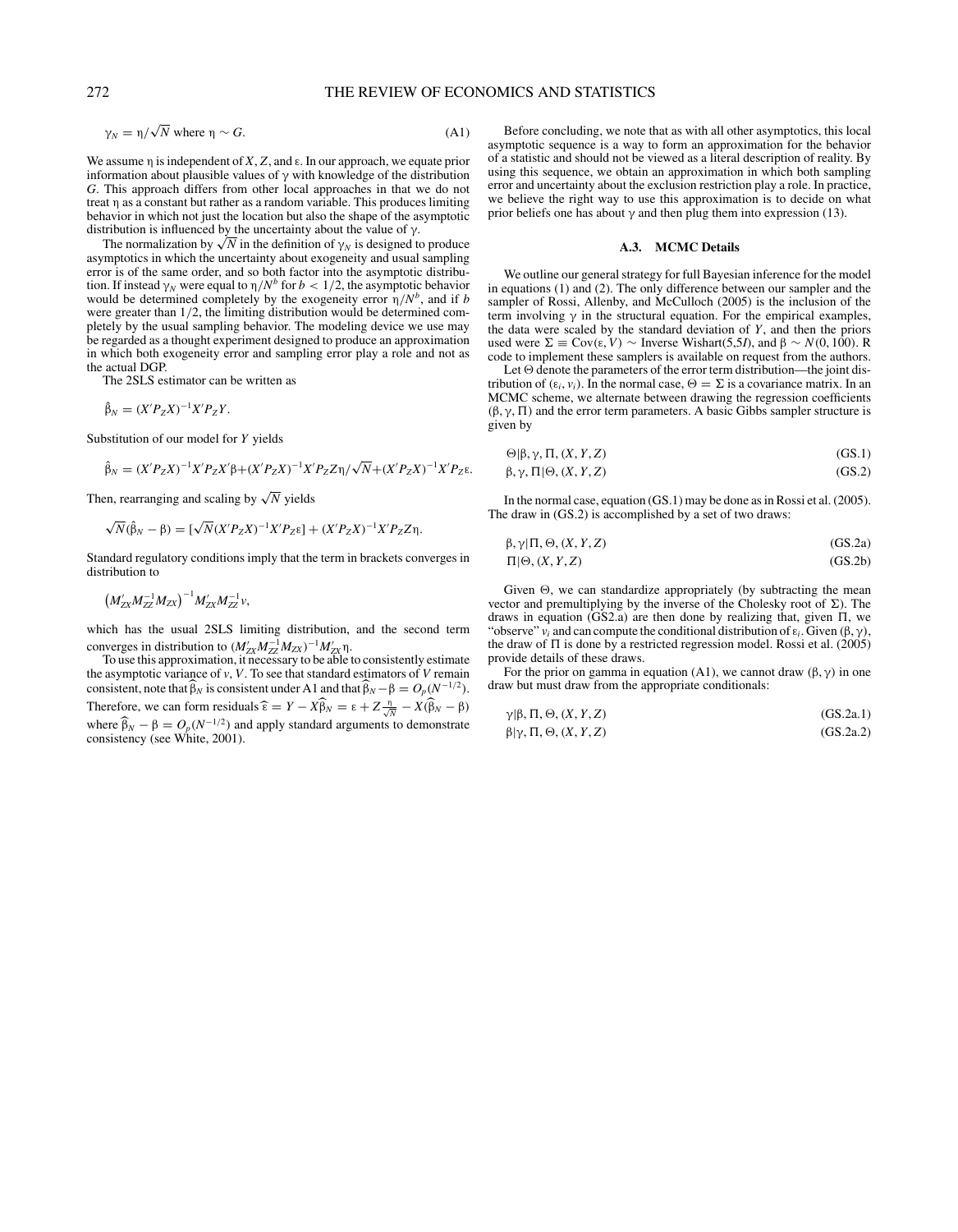$$\gamma_N = \eta/\sqrt{N} \text{ where } \eta \sim G. \tag{A1}$$

We assume $\eta$ is independent of $X$, $Z$, and $\varepsilon$. In our approach, we equate prior information about plausible values of $\gamma$ with knowledge of the distribution $G$. This approach differs from other local approaches in that we do not treat $\eta$ as a constant but rather as a random variable. This produces limiting behavior in which not just the location but also the shape of the asymptotic distribution is influenced by the uncertainty about the value of $\gamma$.

The normalization by $\sqrt{N}$ in the definition of $\gamma_N$ is designed to produce asymptotics in which the uncertainty about exogeneity and usual sampling error is of the same order, and so both factor into the asymptotic distribution. If instead $\gamma_N$ were equal to $\eta/N^b$ for $b < 1/2$, the asymptotic behavior would be determined completely by the exogeneity error $\eta/N^b$, and if $b$ were greater than $1/2$, the limiting distribution would be determined completely by the usual sampling behavior. The modeling device we use may be regarded as a thought experiment designed to produce an approximation in which both exogeneity error and sampling error play a role and not as the actual DGP.

The 2SLS estimator can be written as

$$\hat{\beta}_N = (X'P_ZX)^{-1}X'P_ZY.$$

Substitution of our model for $Y$ yields

$$\hat{\beta}_N = (X'P_ZX)^{-1}X'P_ZX'\beta + (X'P_ZX)^{-1}X'P_ZZ\eta/\sqrt{N} + (X'P_ZX)^{-1}X'P_Z\varepsilon.$$

Then, rearranging and scaling by $\sqrt{N}$ yields

$$\sqrt{N}(\hat{\beta}_N - \beta) = [\sqrt{N}(X'P_ZX)^{-1}X'P_Z\varepsilon] + (X'P_ZX)^{-1}X'P_ZZ\eta.$$

Standard regulatory conditions imply that the term in brackets converges in distribution to

$$\left(M'_{ZX}M_{ZZ}^{-1}M_{ZX}\right)^{-1}M'_{ZX}M_{ZZ}^{-1}v,$$

which has the usual 2SLS limiting distribution, and the second term converges in distribution to $(M'_{ZX}M_{ZZ}^{-1}M_{ZX})^{-1}M'_{ZX}\eta$.

To use this approximation, it necessary to be able to consistently estimate the asymptotic variance of $v$, $V$. To see that standard estimators of $V$ remain consistent, note that $\widehat{\beta}_N$ is consistent under A1 and that $\widehat{\beta}_N - \beta = O_p(N^{-1/2})$. Therefore, we can form residuals $\widehat{\varepsilon} = Y - X\widehat{\beta}_N = \varepsilon + Z\frac{\eta}{\sqrt{N}} - X(\widehat{\beta}_N - \beta)$ where $\widehat{\beta}_N - \beta = O_p(N^{-1/2})$ and apply standard arguments to demonstrate consistency (see White, 2001).

Before concluding, we note that as with all other asymptotics, this local asymptotic sequence is a way to form an approximation for the behavior of a statistic and should not be viewed as a literal description of reality. By using this sequence, we obtain an approximation in which both sampling error and uncertainty about the exclusion restriction play a role. In practice, we believe the right way to use this approximation is to decide on what prior beliefs one has about $\gamma$ and then plug them into expression (13).

### A.3. MCMC Details

We outline our general strategy for full Bayesian inference for the model in equations (1) and (2). The only difference between our sampler and the sampler of Rossi, Allenby, and McCulloch (2005) is the inclusion of the term involving $\gamma$ in the structural equation. For the empirical examples, the data were scaled by the standard deviation of $Y$, and then the priors used were $\Sigma \equiv \mathrm{Cov}(\varepsilon, V) \sim$ Inverse Wishart(5,5$I$), and $\beta \sim N(0, 100)$. R code to implement these samplers is available on request from the authors.

Let $\Theta$ denote the parameters of the error term distribution—the joint distribution of $(\varepsilon_i, v_i)$. In the normal case, $\Theta = \Sigma$ is a covariance matrix. In an MCMC scheme, we alternate between drawing the regression coefficients $(\beta, \gamma, \Pi)$ and the error term parameters. A basic Gibbs sampler structure is given by

$$\Theta|\beta, \gamma, \Pi, (X, Y, Z) \tag{GS.1}$$

$$\beta, \gamma, \Pi|\Theta, (X, Y, Z) \tag{GS.2}$$

In the normal case, equation (GS.1) may be done as in Rossi et al. (2005). The draw in (GS.2) is accomplished by a set of two draws:

$$\beta, \gamma|\Pi, \Theta, (X, Y, Z) \tag{GS.2a}$$

$$\Pi|\Theta, (X, Y, Z) \tag{GS.2b}$$

Given $\Theta$, we can standardize appropriately (by subtracting the mean vector and premultiplying by the inverse of the Cholesky root of $\Sigma$). The draws in equation (GS2.a) are then done by realizing that, given $\Pi$, we "observe" $v_i$ and can compute the conditional distribution of $\varepsilon_i$. Given $(\beta, \gamma)$, the draw of $\Pi$ is done by a restricted regression model. Rossi et al. (2005) provide details of these draws.

For the prior on gamma in equation (A1), we cannot draw $(\beta, \gamma)$ in one draw but must draw from the appropriate conditionals:

$$\gamma|\beta, \Pi, \Theta, (X, Y, Z) \tag{GS.2a.1}$$

$$\beta|\gamma, \Pi, \Theta, (X, Y, Z) \tag{GS.2a.2}$$